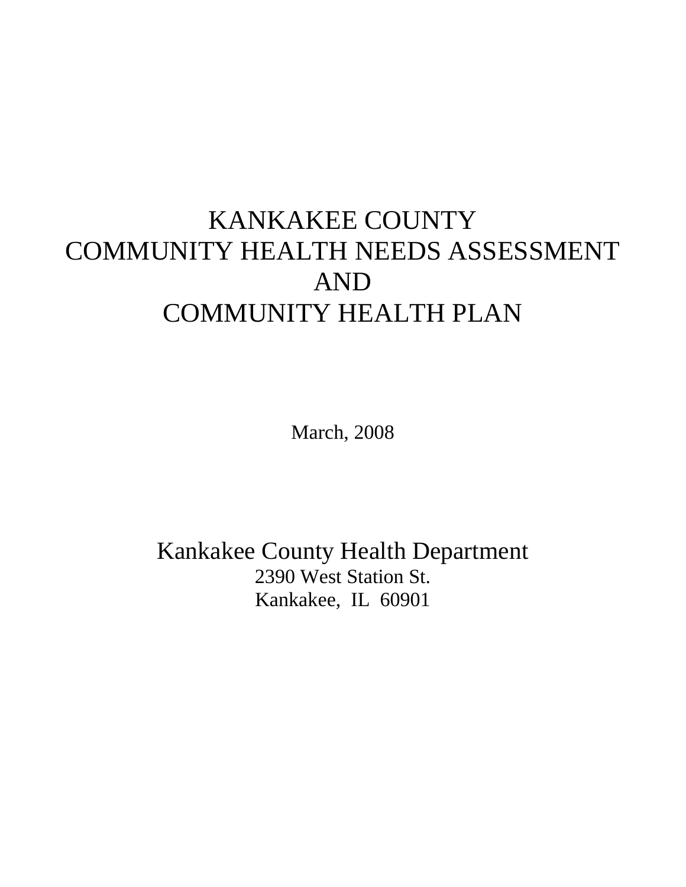# KANKAKEE COUNTY
# COMMUNITY HEALTH NEEDS ASSESSMENT
# AND
# COMMUNITY HEALTH PLAN

March, 2008

Kankakee County Health Department
2390 West Station St.
Kankakee, IL 60901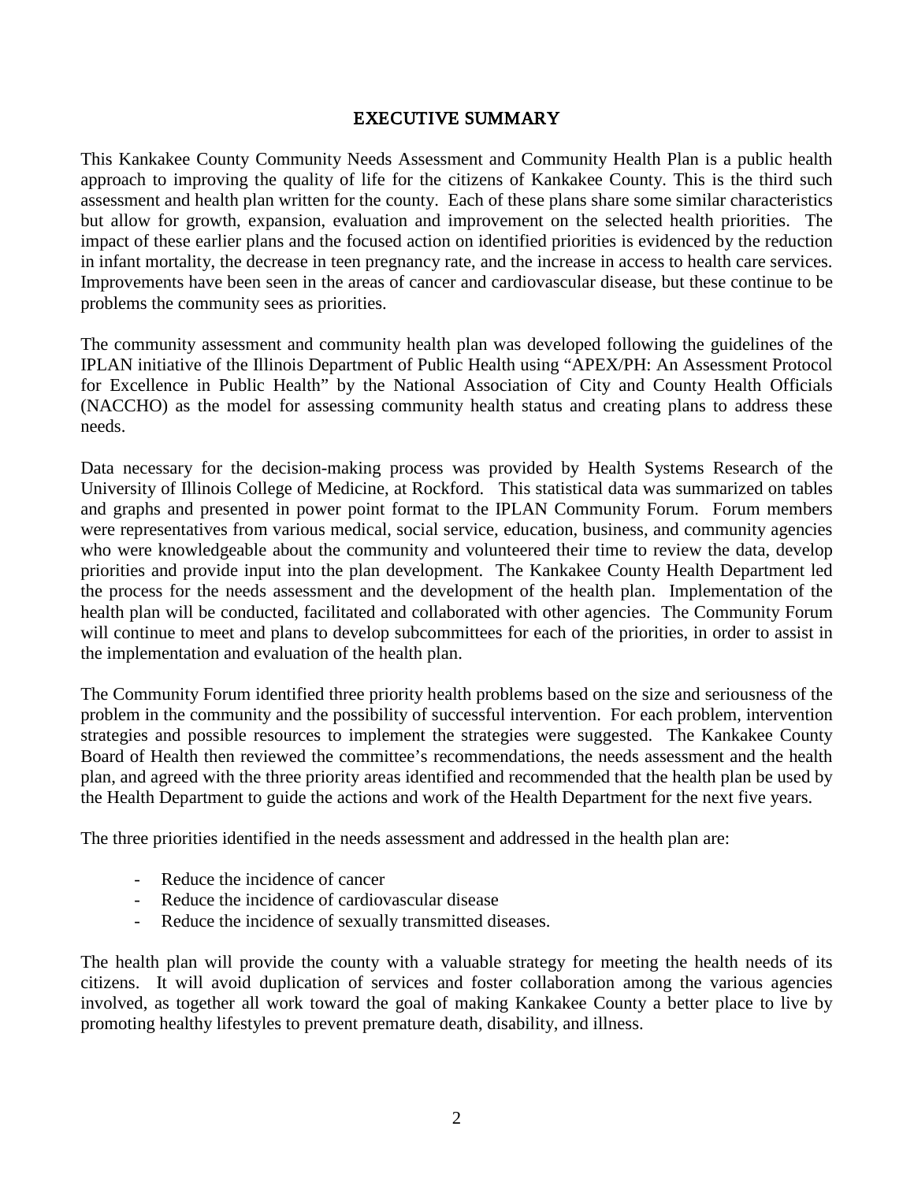# EXECUTIVE SUMMARY

This Kankakee County Community Needs Assessment and Community Health Plan is a public health approach to improving the quality of life for the citizens of Kankakee County. This is the third such assessment and health plan written for the county. Each of these plans share some similar characteristics but allow for growth, expansion, evaluation and improvement on the selected health priorities. The impact of these earlier plans and the focused action on identified priorities is evidenced by the reduction in infant mortality, the decrease in teen pregnancy rate, and the increase in access to health care services. Improvements have been seen in the areas of cancer and cardiovascular disease, but these continue to be problems the community sees as priorities.

The community assessment and community health plan was developed following the guidelines of the IPLAN initiative of the Illinois Department of Public Health using "APEX/PH: An Assessment Protocol for Excellence in Public Health" by the National Association of City and County Health Officials (NACCHO) as the model for assessing community health status and creating plans to address these needs.

Data necessary for the decision-making process was provided by Health Systems Research of the University of Illinois College of Medicine, at Rockford. This statistical data was summarized on tables and graphs and presented in power point format to the IPLAN Community Forum. Forum members were representatives from various medical, social service, education, business, and community agencies who were knowledgeable about the community and volunteered their time to review the data, develop priorities and provide input into the plan development. The Kankakee County Health Department led the process for the needs assessment and the development of the health plan. Implementation of the health plan will be conducted, facilitated and collaborated with other agencies. The Community Forum will continue to meet and plans to develop subcommittees for each of the priorities, in order to assist in the implementation and evaluation of the health plan.

The Community Forum identified three priority health problems based on the size and seriousness of the problem in the community and the possibility of successful intervention. For each problem, intervention strategies and possible resources to implement the strategies were suggested. The Kankakee County Board of Health then reviewed the committee's recommendations, the needs assessment and the health plan, and agreed with the three priority areas identified and recommended that the health plan be used by the Health Department to guide the actions and work of the Health Department for the next five years.

The three priorities identified in the needs assessment and addressed in the health plan are:

- Reduce the incidence of cancer
- Reduce the incidence of cardiovascular disease
- Reduce the incidence of sexually transmitted diseases.

The health plan will provide the county with a valuable strategy for meeting the health needs of its citizens. It will avoid duplication of services and foster collaboration among the various agencies involved, as together all work toward the goal of making Kankakee County a better place to live by promoting healthy lifestyles to prevent premature death, disability, and illness.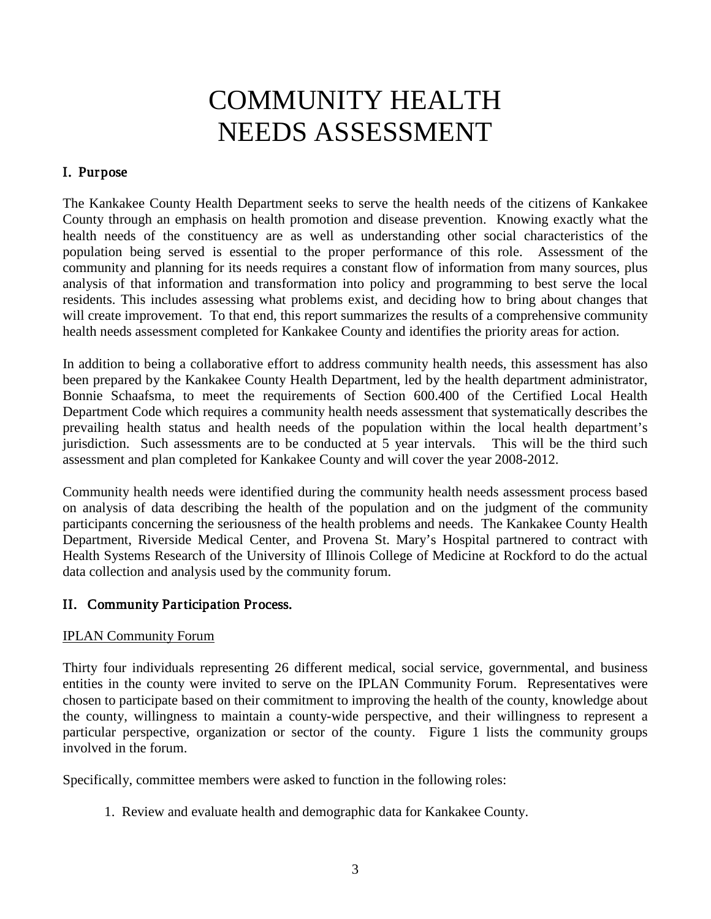# COMMUNITY HEALTH NEEDS ASSESSMENT

## I. Purpose

The Kankakee County Health Department seeks to serve the health needs of the citizens of Kankakee County through an emphasis on health promotion and disease prevention. Knowing exactly what the health needs of the constituency are as well as understanding other social characteristics of the population being served is essential to the proper performance of this role. Assessment of the community and planning for its needs requires a constant flow of information from many sources, plus analysis of that information and transformation into policy and programming to best serve the local residents. This includes assessing what problems exist, and deciding how to bring about changes that will create improvement. To that end, this report summarizes the results of a comprehensive community health needs assessment completed for Kankakee County and identifies the priority areas for action.

In addition to being a collaborative effort to address community health needs, this assessment has also been prepared by the Kankakee County Health Department, led by the health department administrator, Bonnie Schaafsma, to meet the requirements of Section 600.400 of the Certified Local Health Department Code which requires a community health needs assessment that systematically describes the prevailing health status and health needs of the population within the local health department's jurisdiction. Such assessments are to be conducted at 5 year intervals. This will be the third such assessment and plan completed for Kankakee County and will cover the year 2008-2012.

Community health needs were identified during the community health needs assessment process based on analysis of data describing the health of the population and on the judgment of the community participants concerning the seriousness of the health problems and needs. The Kankakee County Health Department, Riverside Medical Center, and Provena St. Mary's Hospital partnered to contract with Health Systems Research of the University of Illinois College of Medicine at Rockford to do the actual data collection and analysis used by the community forum.

## II. Community Participation Process.

IPLAN Community Forum

Thirty four individuals representing 26 different medical, social service, governmental, and business entities in the county were invited to serve on the IPLAN Community Forum. Representatives were chosen to participate based on their commitment to improving the health of the county, knowledge about the county, willingness to maintain a county-wide perspective, and their willingness to represent a particular perspective, organization or sector of the county. Figure 1 lists the community groups involved in the forum.

Specifically, committee members were asked to function in the following roles:

1. Review and evaluate health and demographic data for Kankakee County.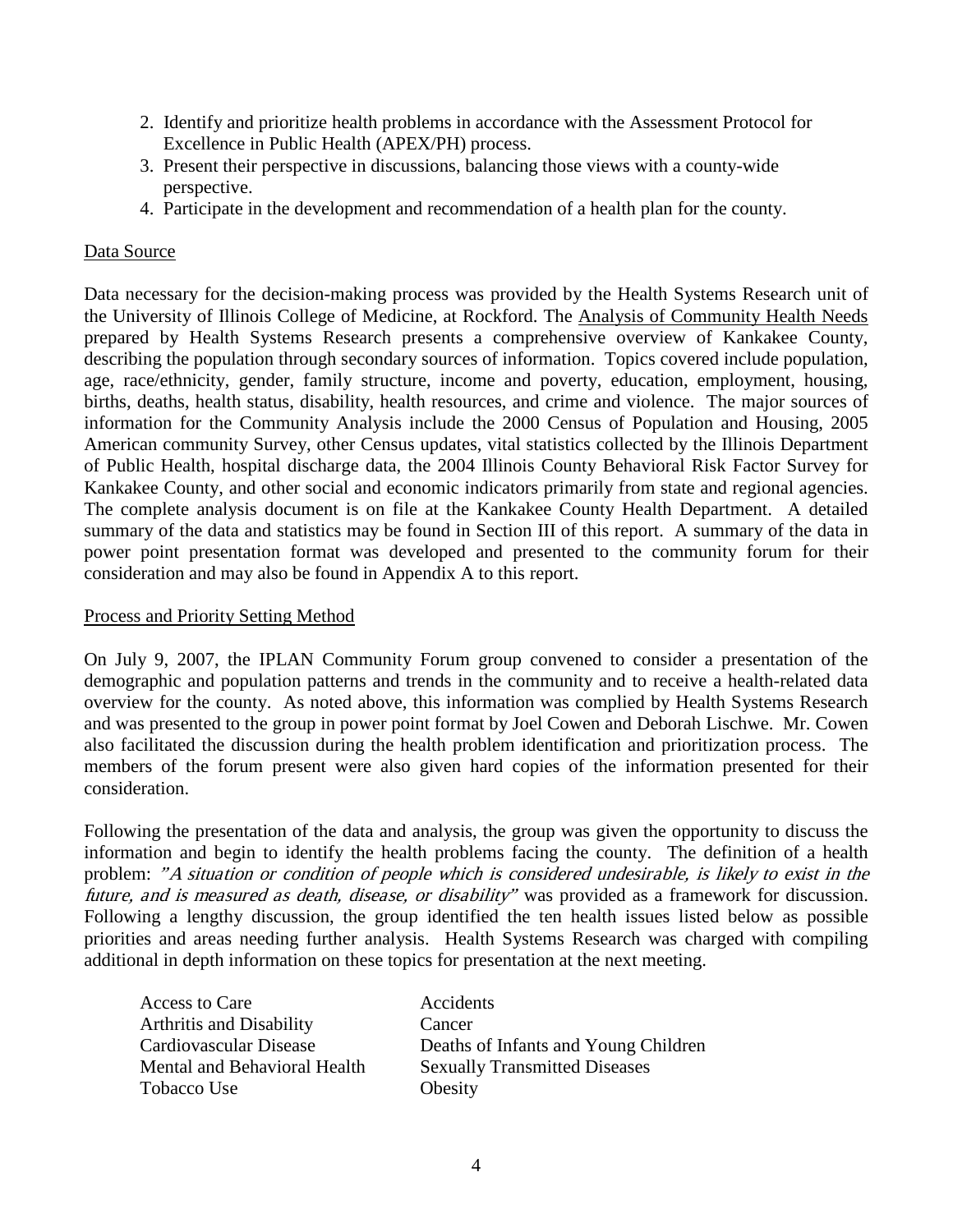2. Identify and prioritize health problems in accordance with the Assessment Protocol for Excellence in Public Health (APEX/PH) process.
3. Present their perspective in discussions, balancing those views with a county-wide perspective.
4. Participate in the development and recommendation of a health plan for the county.

Data Source

Data necessary for the decision-making process was provided by the Health Systems Research unit of the University of Illinois College of Medicine, at Rockford. The Analysis of Community Health Needs prepared by Health Systems Research presents a comprehensive overview of Kankakee County, describing the population through secondary sources of information. Topics covered include population, age, race/ethnicity, gender, family structure, income and poverty, education, employment, housing, births, deaths, health status, disability, health resources, and crime and violence. The major sources of information for the Community Analysis include the 2000 Census of Population and Housing, 2005 American community Survey, other Census updates, vital statistics collected by the Illinois Department of Public Health, hospital discharge data, the 2004 Illinois County Behavioral Risk Factor Survey for Kankakee County, and other social and economic indicators primarily from state and regional agencies. The complete analysis document is on file at the Kankakee County Health Department. A detailed summary of the data and statistics may be found in Section III of this report. A summary of the data in power point presentation format was developed and presented to the community forum for their consideration and may also be found in Appendix A to this report.

Process and Priority Setting Method

On July 9, 2007, the IPLAN Community Forum group convened to consider a presentation of the demographic and population patterns and trends in the community and to receive a health-related data overview for the county. As noted above, this information was complied by Health Systems Research and was presented to the group in power point format by Joel Cowen and Deborah Lischwe. Mr. Cowen also facilitated the discussion during the health problem identification and prioritization process. The members of the forum present were also given hard copies of the information presented for their consideration.

Following the presentation of the data and analysis, the group was given the opportunity to discuss the information and begin to identify the health problems facing the county. The definition of a health problem: *"A situation or condition of people which is considered undesirable, is likely to exist in the future, and is measured as death, disease, or disability"* was provided as a framework for discussion. Following a lengthy discussion, the group identified the ten health issues listed below as possible priorities and areas needing further analysis. Health Systems Research was charged with compiling additional in depth information on these topics for presentation at the next meeting.

Access to Care
Accidents
Arthritis and Disability
Cancer
Cardiovascular Disease
Deaths of Infants and Young Children
Mental and Behavioral Health
Sexually Transmitted Diseases
Tobacco Use
Obesity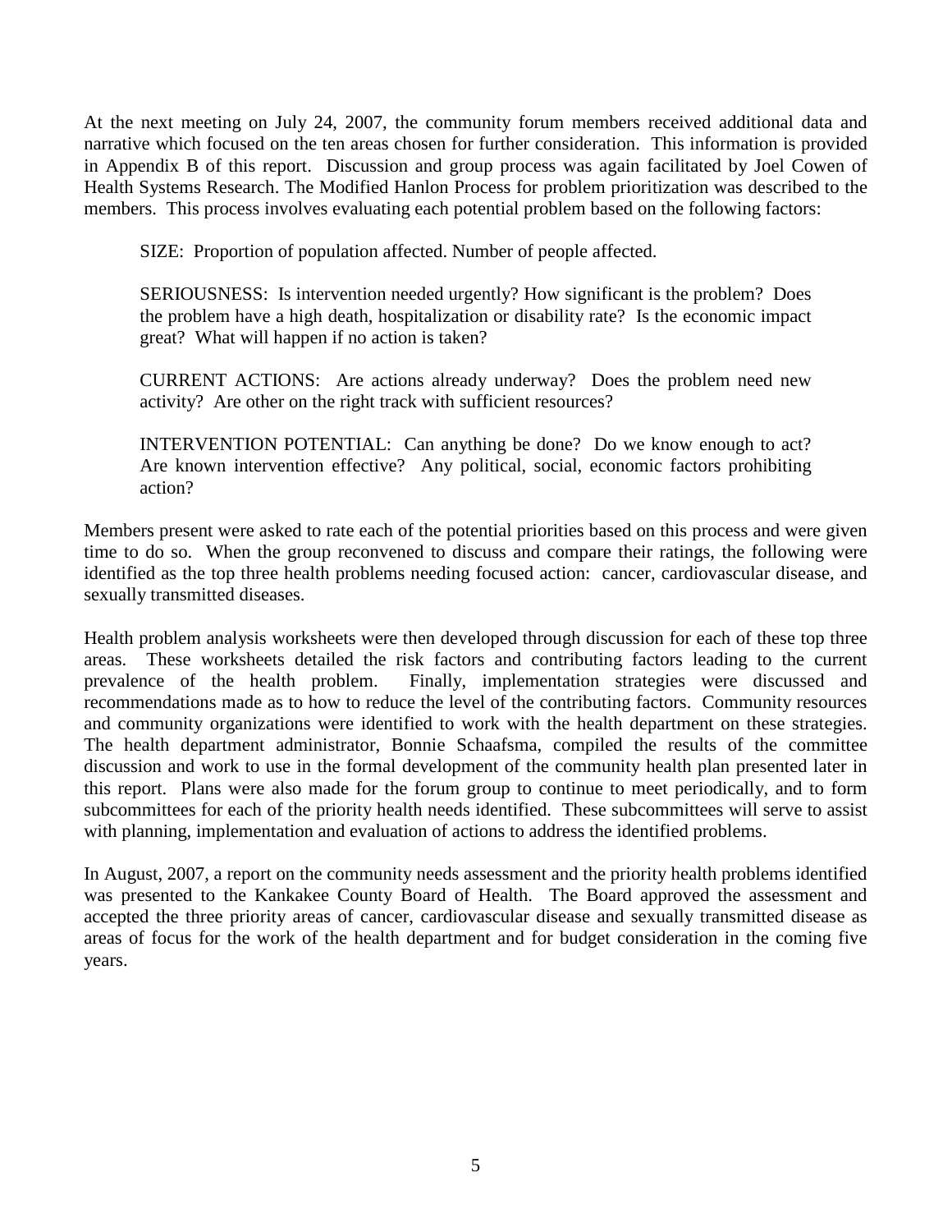At the next meeting on July 24, 2007, the community forum members received additional data and narrative which focused on the ten areas chosen for further consideration. This information is provided in Appendix B of this report. Discussion and group process was again facilitated by Joel Cowen of Health Systems Research. The Modified Hanlon Process for problem prioritization was described to the members. This process involves evaluating each potential problem based on the following factors:

SIZE: Proportion of population affected. Number of people affected.

SERIOUSNESS: Is intervention needed urgently? How significant is the problem? Does the problem have a high death, hospitalization or disability rate? Is the economic impact great? What will happen if no action is taken?

CURRENT ACTIONS: Are actions already underway? Does the problem need new activity? Are other on the right track with sufficient resources?

INTERVENTION POTENTIAL: Can anything be done? Do we know enough to act? Are known intervention effective? Any political, social, economic factors prohibiting action?

Members present were asked to rate each of the potential priorities based on this process and were given time to do so. When the group reconvened to discuss and compare their ratings, the following were identified as the top three health problems needing focused action: cancer, cardiovascular disease, and sexually transmitted diseases.

Health problem analysis worksheets were then developed through discussion for each of these top three areas. These worksheets detailed the risk factors and contributing factors leading to the current prevalence of the health problem. Finally, implementation strategies were discussed and recommendations made as to how to reduce the level of the contributing factors. Community resources and community organizations were identified to work with the health department on these strategies. The health department administrator, Bonnie Schaafsma, compiled the results of the committee discussion and work to use in the formal development of the community health plan presented later in this report. Plans were also made for the forum group to continue to meet periodically, and to form subcommittees for each of the priority health needs identified. These subcommittees will serve to assist with planning, implementation and evaluation of actions to address the identified problems.

In August, 2007, a report on the community needs assessment and the priority health problems identified was presented to the Kankakee County Board of Health. The Board approved the assessment and accepted the three priority areas of cancer, cardiovascular disease and sexually transmitted disease as areas of focus for the work of the health department and for budget consideration in the coming five years.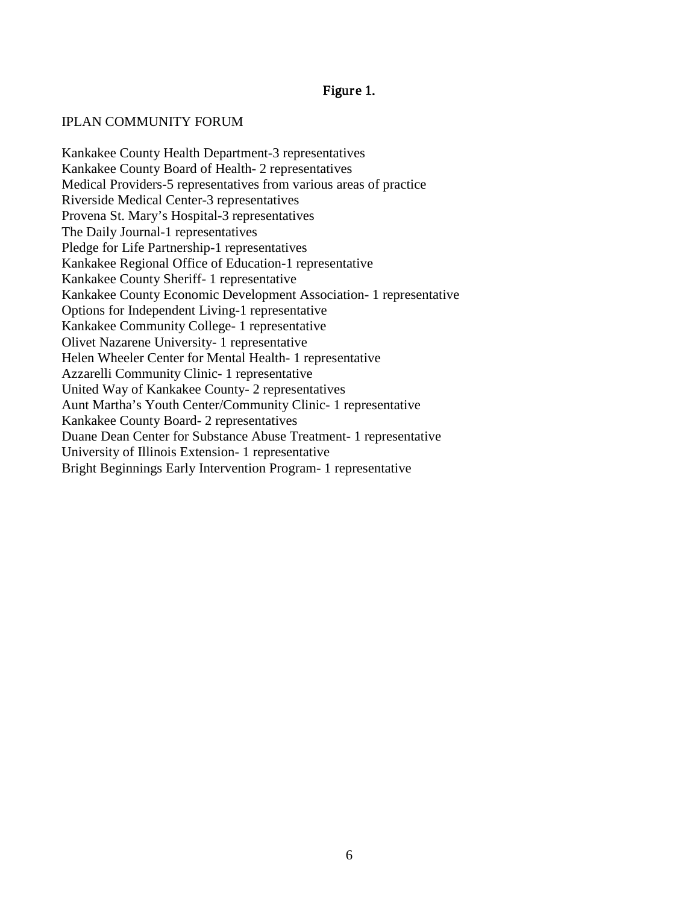**Figure 1.**

IPLAN COMMUNITY FORUM

Kankakee County Health Department-3 representatives
Kankakee County Board of Health- 2 representatives
Medical Providers-5 representatives from various areas of practice
Riverside Medical Center-3 representatives
Provena St. Mary’s Hospital-3 representatives
The Daily Journal-1 representatives
Pledge for Life Partnership-1 representatives
Kankakee Regional Office of Education-1 representative
Kankakee County Sheriff- 1 representative
Kankakee County Economic Development Association- 1 representative
Options for Independent Living-1 representative
Kankakee Community College- 1 representative
Olivet Nazarene University- 1 representative
Helen Wheeler Center for Mental Health- 1 representative
Azzarelli Community Clinic- 1 representative
United Way of Kankakee County- 2 representatives
Aunt Martha’s Youth Center/Community Clinic- 1 representative
Kankakee County Board- 2 representatives
Duane Dean Center for Substance Abuse Treatment- 1 representative
University of Illinois Extension- 1 representative
Bright Beginnings Early Intervention Program- 1 representative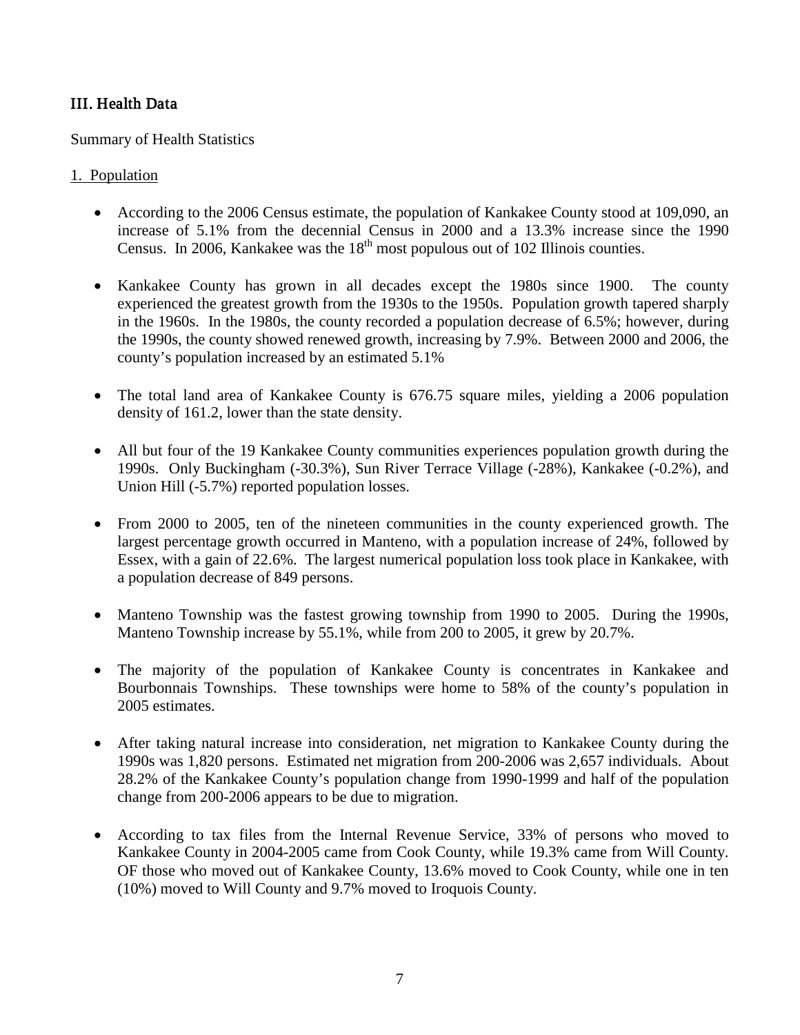## III. Health Data

Summary of Health Statistics

1. Population

- According to the 2006 Census estimate, the population of Kankakee County stood at 109,090, an increase of 5.1% from the decennial Census in 2000 and a 13.3% increase since the 1990 Census. In 2006, Kankakee was the 18th most populous out of 102 Illinois counties.

- Kankakee County has grown in all decades except the 1980s since 1900. The county experienced the greatest growth from the 1930s to the 1950s. Population growth tapered sharply in the 1960s. In the 1980s, the county recorded a population decrease of 6.5%; however, during the 1990s, the county showed renewed growth, increasing by 7.9%. Between 2000 and 2006, the county's population increased by an estimated 5.1%

- The total land area of Kankakee County is 676.75 square miles, yielding a 2006 population density of 161.2, lower than the state density.

- All but four of the 19 Kankakee County communities experiences population growth during the 1990s. Only Buckingham (-30.3%), Sun River Terrace Village (-28%), Kankakee (-0.2%), and Union Hill (-5.7%) reported population losses.

- From 2000 to 2005, ten of the nineteen communities in the county experienced growth. The largest percentage growth occurred in Manteno, with a population increase of 24%, followed by Essex, with a gain of 22.6%. The largest numerical population loss took place in Kankakee, with a population decrease of 849 persons.

- Manteno Township was the fastest growing township from 1990 to 2005. During the 1990s, Manteno Township increase by 55.1%, while from 200 to 2005, it grew by 20.7%.

- The majority of the population of Kankakee County is concentrates in Kankakee and Bourbonnais Townships. These townships were home to 58% of the county's population in 2005 estimates.

- After taking natural increase into consideration, net migration to Kankakee County during the 1990s was 1,820 persons. Estimated net migration from 200-2006 was 2,657 individuals. About 28.2% of the Kankakee County's population change from 1990-1999 and half of the population change from 200-2006 appears to be due to migration.

- According to tax files from the Internal Revenue Service, 33% of persons who moved to Kankakee County in 2004-2005 came from Cook County, while 19.3% came from Will County. OF those who moved out of Kankakee County, 13.6% moved to Cook County, while one in ten (10%) moved to Will County and 9.7% moved to Iroquois County.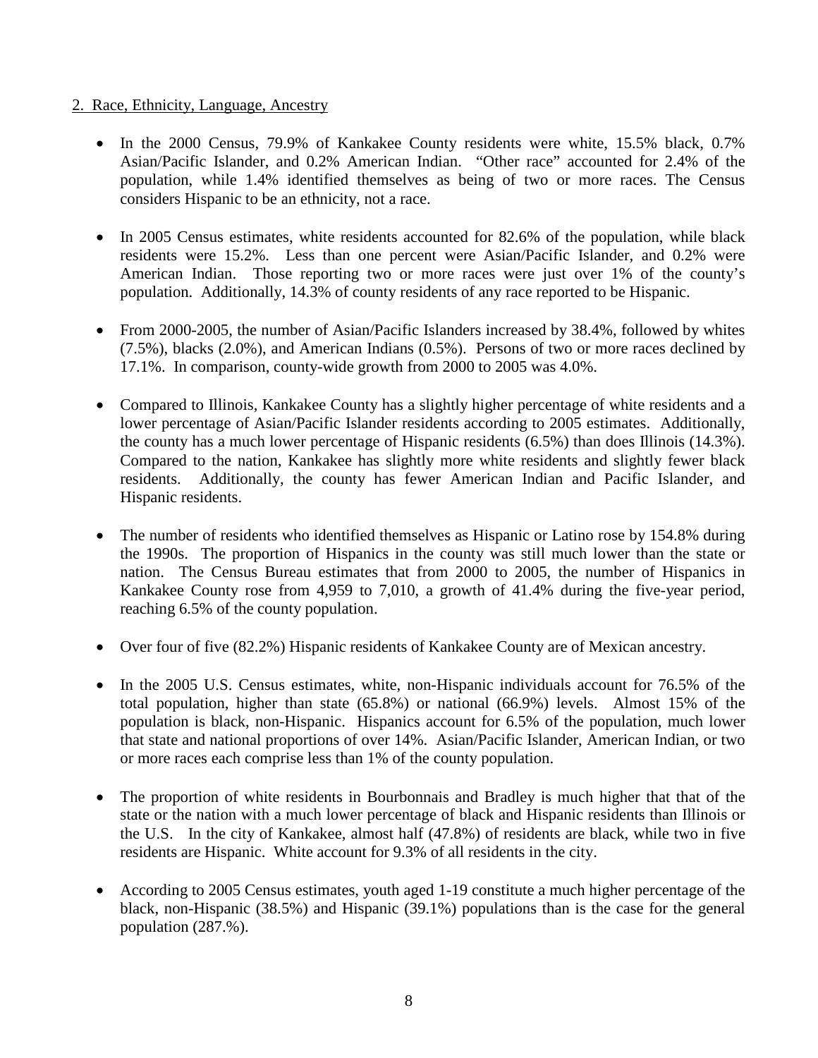## 2. Race, Ethnicity, Language, Ancestry

- In the 2000 Census, 79.9% of Kankakee County residents were white, 15.5% black, 0.7% Asian/Pacific Islander, and 0.2% American Indian. "Other race" accounted for 2.4% of the population, while 1.4% identified themselves as being of two or more races. The Census considers Hispanic to be an ethnicity, not a race.
- In 2005 Census estimates, white residents accounted for 82.6% of the population, while black residents were 15.2%. Less than one percent were Asian/Pacific Islander, and 0.2% were American Indian. Those reporting two or more races were just over 1% of the county's population. Additionally, 14.3% of county residents of any race reported to be Hispanic.
- From 2000-2005, the number of Asian/Pacific Islanders increased by 38.4%, followed by whites (7.5%), blacks (2.0%), and American Indians (0.5%). Persons of two or more races declined by 17.1%. In comparison, county-wide growth from 2000 to 2005 was 4.0%.
- Compared to Illinois, Kankakee County has a slightly higher percentage of white residents and a lower percentage of Asian/Pacific Islander residents according to 2005 estimates. Additionally, the county has a much lower percentage of Hispanic residents (6.5%) than does Illinois (14.3%). Compared to the nation, Kankakee has slightly more white residents and slightly fewer black residents. Additionally, the county has fewer American Indian and Pacific Islander, and Hispanic residents.
- The number of residents who identified themselves as Hispanic or Latino rose by 154.8% during the 1990s. The proportion of Hispanics in the county was still much lower than the state or nation. The Census Bureau estimates that from 2000 to 2005, the number of Hispanics in Kankakee County rose from 4,959 to 7,010, a growth of 41.4% during the five-year period, reaching 6.5% of the county population.
- Over four of five (82.2%) Hispanic residents of Kankakee County are of Mexican ancestry.
- In the 2005 U.S. Census estimates, white, non-Hispanic individuals account for 76.5% of the total population, higher than state (65.8%) or national (66.9%) levels. Almost 15% of the population is black, non-Hispanic. Hispanics account for 6.5% of the population, much lower that state and national proportions of over 14%. Asian/Pacific Islander, American Indian, or two or more races each comprise less than 1% of the county population.
- The proportion of white residents in Bourbonnais and Bradley is much higher that that of the state or the nation with a much lower percentage of black and Hispanic residents than Illinois or the U.S. In the city of Kankakee, almost half (47.8%) of residents are black, while two in five residents are Hispanic. White account for 9.3% of all residents in the city.
- According to 2005 Census estimates, youth aged 1-19 constitute a much higher percentage of the black, non-Hispanic (38.5%) and Hispanic (39.1%) populations than is the case for the general population (287.%).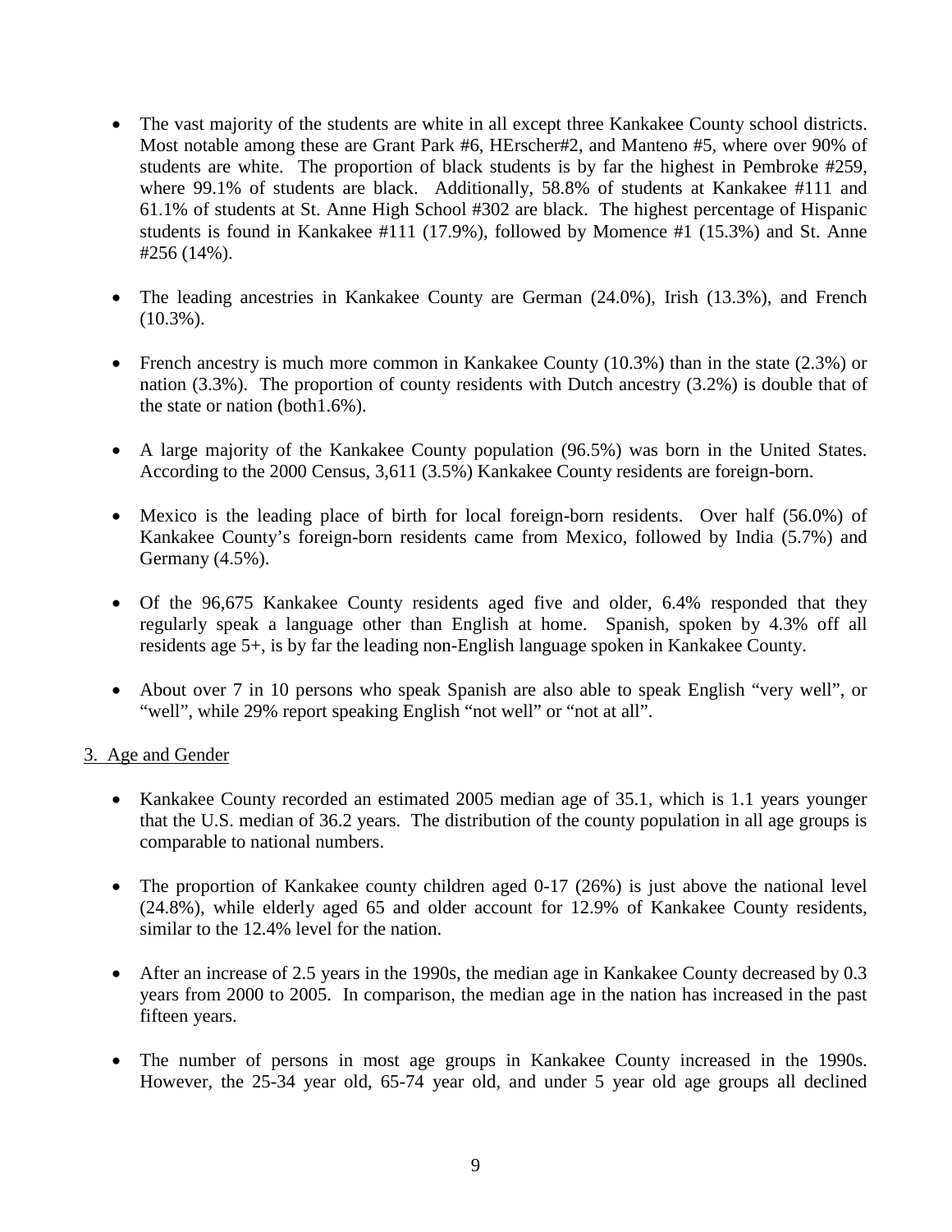- The vast majority of the students are white in all except three Kankakee County school districts. Most notable among these are Grant Park #6, HErscher#2, and Manteno #5, where over 90% of students are white. The proportion of black students is by far the highest in Pembroke #259, where 99.1% of students are black. Additionally, 58.8% of students at Kankakee #111 and 61.1% of students at St. Anne High School #302 are black. The highest percentage of Hispanic students is found in Kankakee #111 (17.9%), followed by Momence #1 (15.3%) and St. Anne #256 (14%).

- The leading ancestries in Kankakee County are German (24.0%), Irish (13.3%), and French (10.3%).

- French ancestry is much more common in Kankakee County (10.3%) than in the state (2.3%) or nation (3.3%). The proportion of county residents with Dutch ancestry (3.2%) is double that of the state or nation (both1.6%).

- A large majority of the Kankakee County population (96.5%) was born in the United States. According to the 2000 Census, 3,611 (3.5%) Kankakee County residents are foreign-born.

- Mexico is the leading place of birth for local foreign-born residents. Over half (56.0%) of Kankakee County's foreign-born residents came from Mexico, followed by India (5.7%) and Germany (4.5%).

- Of the 96,675 Kankakee County residents aged five and older, 6.4% responded that they regularly speak a language other than English at home. Spanish, spoken by 4.3% off all residents age 5+, is by far the leading non-English language spoken in Kankakee County.

- About over 7 in 10 persons who speak Spanish are also able to speak English "very well", or "well", while 29% report speaking English "not well" or "not at all".

3. Age and Gender

- Kankakee County recorded an estimated 2005 median age of 35.1, which is 1.1 years younger that the U.S. median of 36.2 years. The distribution of the county population in all age groups is comparable to national numbers.

- The proportion of Kankakee county children aged 0-17 (26%) is just above the national level (24.8%), while elderly aged 65 and older account for 12.9% of Kankakee County residents, similar to the 12.4% level for the nation.

- After an increase of 2.5 years in the 1990s, the median age in Kankakee County decreased by 0.3 years from 2000 to 2005. In comparison, the median age in the nation has increased in the past fifteen years.

- The number of persons in most age groups in Kankakee County increased in the 1990s. However, the 25-34 year old, 65-74 year old, and under 5 year old age groups all declined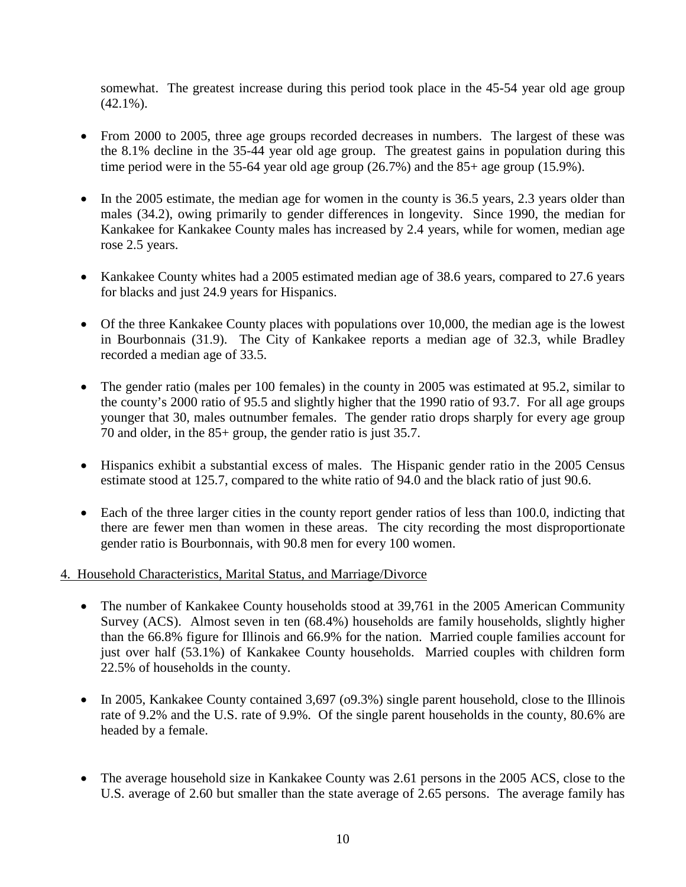somewhat. The greatest increase during this period took place in the 45-54 year old age group (42.1%).

- From 2000 to 2005, three age groups recorded decreases in numbers. The largest of these was the 8.1% decline in the 35-44 year old age group. The greatest gains in population during this time period were in the 55-64 year old age group (26.7%) and the 85+ age group (15.9%).

- In the 2005 estimate, the median age for women in the county is 36.5 years, 2.3 years older than males (34.2), owing primarily to gender differences in longevity. Since 1990, the median for Kankakee for Kankakee County males has increased by 2.4 years, while for women, median age rose 2.5 years.

- Kankakee County whites had a 2005 estimated median age of 38.6 years, compared to 27.6 years for blacks and just 24.9 years for Hispanics.

- Of the three Kankakee County places with populations over 10,000, the median age is the lowest in Bourbonnais (31.9). The City of Kankakee reports a median age of 32.3, while Bradley recorded a median age of 33.5.

- The gender ratio (males per 100 females) in the county in 2005 was estimated at 95.2, similar to the county's 2000 ratio of 95.5 and slightly higher that the 1990 ratio of 93.7. For all age groups younger that 30, males outnumber females. The gender ratio drops sharply for every age group 70 and older, in the 85+ group, the gender ratio is just 35.7.

- Hispanics exhibit a substantial excess of males. The Hispanic gender ratio in the 2005 Census estimate stood at 125.7, compared to the white ratio of 94.0 and the black ratio of just 90.6.

- Each of the three larger cities in the county report gender ratios of less than 100.0, indicting that there are fewer men than women in these areas. The city recording the most disproportionate gender ratio is Bourbonnais, with 90.8 men for every 100 women.

4. Household Characteristics, Marital Status, and Marriage/Divorce

- The number of Kankakee County households stood at 39,761 in the 2005 American Community Survey (ACS). Almost seven in ten (68.4%) households are family households, slightly higher than the 66.8% figure for Illinois and 66.9% for the nation. Married couple families account for just over half (53.1%) of Kankakee County households. Married couples with children form 22.5% of households in the county.

- In 2005, Kankakee County contained 3,697 (o9.3%) single parent household, close to the Illinois rate of 9.2% and the U.S. rate of 9.9%. Of the single parent households in the county, 80.6% are headed by a female.

- The average household size in Kankakee County was 2.61 persons in the 2005 ACS, close to the U.S. average of 2.60 but smaller than the state average of 2.65 persons. The average family has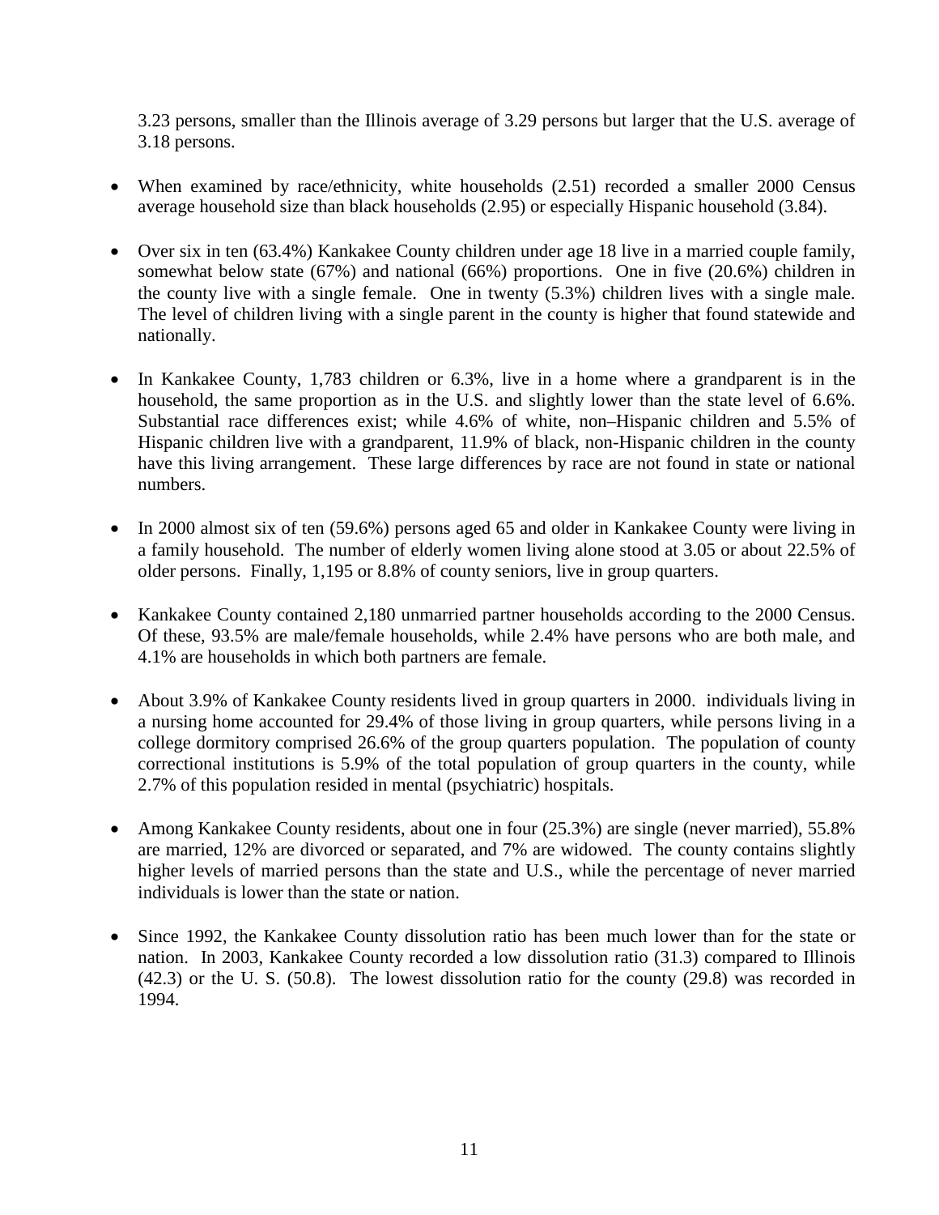3.23 persons, smaller than the Illinois average of 3.29 persons but larger that the U.S. average of 3.18 persons.

- When examined by race/ethnicity, white households (2.51) recorded a smaller 2000 Census average household size than black households (2.95) or especially Hispanic household (3.84).

- Over six in ten (63.4%) Kankakee County children under age 18 live in a married couple family, somewhat below state (67%) and national (66%) proportions. One in five (20.6%) children in the county live with a single female. One in twenty (5.3%) children lives with a single male. The level of children living with a single parent in the county is higher that found statewide and nationally.

- In Kankakee County, 1,783 children or 6.3%, live in a home where a grandparent is in the household, the same proportion as in the U.S. and slightly lower than the state level of 6.6%. Substantial race differences exist; while 4.6% of white, non–Hispanic children and 5.5% of Hispanic children live with a grandparent, 11.9% of black, non-Hispanic children in the county have this living arrangement. These large differences by race are not found in state or national numbers.

- In 2000 almost six of ten (59.6%) persons aged 65 and older in Kankakee County were living in a family household. The number of elderly women living alone stood at 3.05 or about 22.5% of older persons. Finally, 1,195 or 8.8% of county seniors, live in group quarters.

- Kankakee County contained 2,180 unmarried partner households according to the 2000 Census. Of these, 93.5% are male/female households, while 2.4% have persons who are both male, and 4.1% are households in which both partners are female.

- About 3.9% of Kankakee County residents lived in group quarters in 2000. individuals living in a nursing home accounted for 29.4% of those living in group quarters, while persons living in a college dormitory comprised 26.6% of the group quarters population. The population of county correctional institutions is 5.9% of the total population of group quarters in the county, while 2.7% of this population resided in mental (psychiatric) hospitals.

- Among Kankakee County residents, about one in four (25.3%) are single (never married), 55.8% are married, 12% are divorced or separated, and 7% are widowed. The county contains slightly higher levels of married persons than the state and U.S., while the percentage of never married individuals is lower than the state or nation.

- Since 1992, the Kankakee County dissolution ratio has been much lower than for the state or nation. In 2003, Kankakee County recorded a low dissolution ratio (31.3) compared to Illinois (42.3) or the U. S. (50.8). The lowest dissolution ratio for the county (29.8) was recorded in 1994.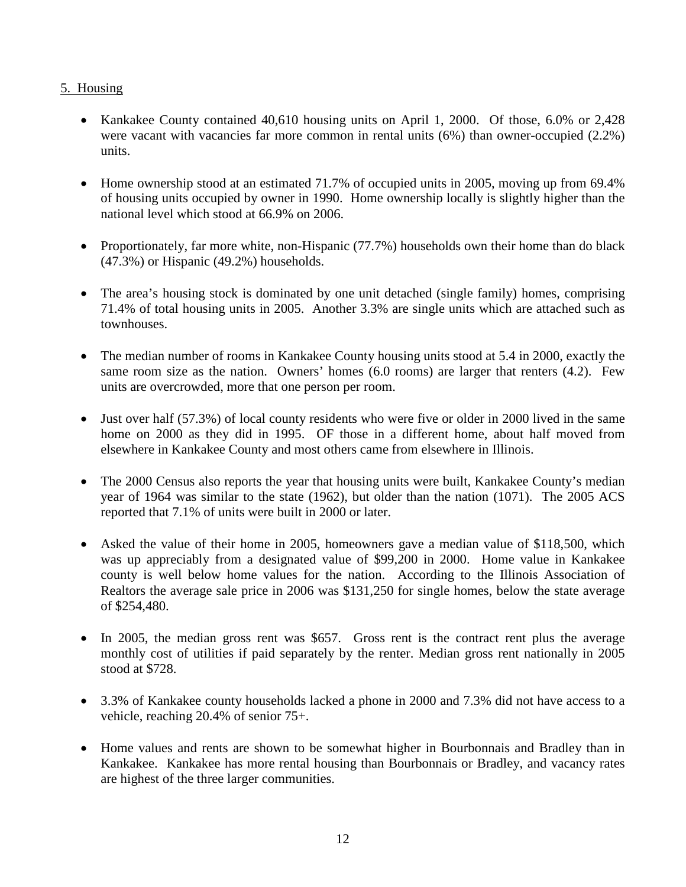5. Housing

- Kankakee County contained 40,610 housing units on April 1, 2000. Of those, 6.0% or 2,428 were vacant with vacancies far more common in rental units (6%) than owner-occupied (2.2%) units.

- Home ownership stood at an estimated 71.7% of occupied units in 2005, moving up from 69.4% of housing units occupied by owner in 1990. Home ownership locally is slightly higher than the national level which stood at 66.9% on 2006.

- Proportionately, far more white, non-Hispanic (77.7%) households own their home than do black (47.3%) or Hispanic (49.2%) households.

- The area's housing stock is dominated by one unit detached (single family) homes, comprising 71.4% of total housing units in 2005. Another 3.3% are single units which are attached such as townhouses.

- The median number of rooms in Kankakee County housing units stood at 5.4 in 2000, exactly the same room size as the nation. Owners' homes (6.0 rooms) are larger that renters (4.2). Few units are overcrowded, more that one person per room.

- Just over half (57.3%) of local county residents who were five or older in 2000 lived in the same home on 2000 as they did in 1995. OF those in a different home, about half moved from elsewhere in Kankakee County and most others came from elsewhere in Illinois.

- The 2000 Census also reports the year that housing units were built, Kankakee County's median year of 1964 was similar to the state (1962), but older than the nation (1071). The 2005 ACS reported that 7.1% of units were built in 2000 or later.

- Asked the value of their home in 2005, homeowners gave a median value of $118,500, which was up appreciably from a designated value of $99,200 in 2000. Home value in Kankakee county is well below home values for the nation. According to the Illinois Association of Realtors the average sale price in 2006 was $131,250 for single homes, below the state average of $254,480.

- In 2005, the median gross rent was $657. Gross rent is the contract rent plus the average monthly cost of utilities if paid separately by the renter. Median gross rent nationally in 2005 stood at $728.

- 3.3% of Kankakee county households lacked a phone in 2000 and 7.3% did not have access to a vehicle, reaching 20.4% of senior 75+.

- Home values and rents are shown to be somewhat higher in Bourbonnais and Bradley than in Kankakee. Kankakee has more rental housing than Bourbonnais or Bradley, and vacancy rates are highest of the three larger communities.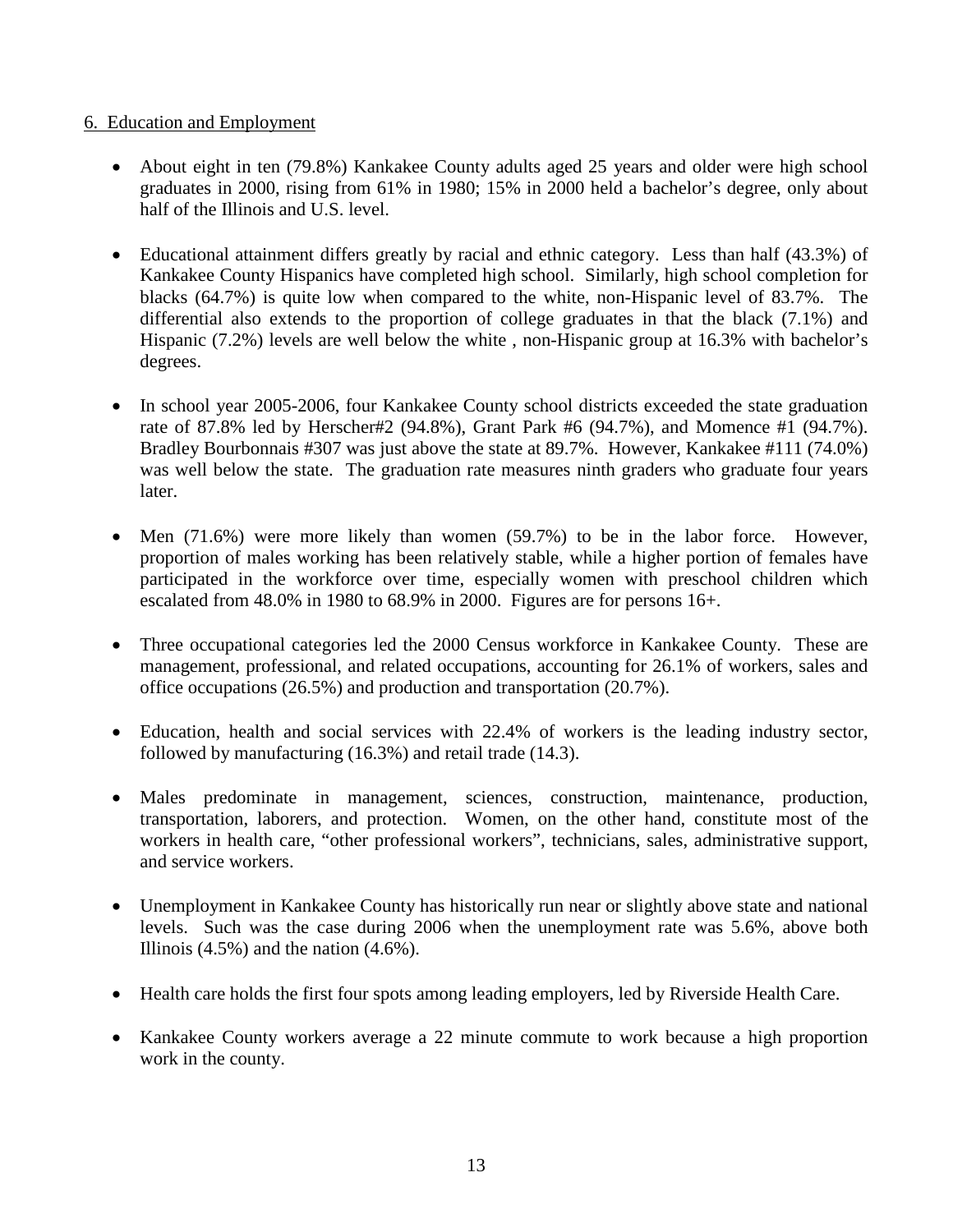## 6. Education and Employment

- About eight in ten (79.8%) Kankakee County adults aged 25 years and older were high school graduates in 2000, rising from 61% in 1980; 15% in 2000 held a bachelor's degree, only about half of the Illinois and U.S. level.

- Educational attainment differs greatly by racial and ethnic category. Less than half (43.3%) of Kankakee County Hispanics have completed high school. Similarly, high school completion for blacks (64.7%) is quite low when compared to the white, non-Hispanic level of 83.7%. The differential also extends to the proportion of college graduates in that the black (7.1%) and Hispanic (7.2%) levels are well below the white , non-Hispanic group at 16.3% with bachelor's degrees.

- In school year 2005-2006, four Kankakee County school districts exceeded the state graduation rate of 87.8% led by Herscher#2 (94.8%), Grant Park #6 (94.7%), and Momence #1 (94.7%). Bradley Bourbonnais #307 was just above the state at 89.7%. However, Kankakee #111 (74.0%) was well below the state. The graduation rate measures ninth graders who graduate four years later.

- Men (71.6%) were more likely than women (59.7%) to be in the labor force. However, proportion of males working has been relatively stable, while a higher portion of females have participated in the workforce over time, especially women with preschool children which escalated from 48.0% in 1980 to 68.9% in 2000. Figures are for persons 16+.

- Three occupational categories led the 2000 Census workforce in Kankakee County. These are management, professional, and related occupations, accounting for 26.1% of workers, sales and office occupations (26.5%) and production and transportation (20.7%).

- Education, health and social services with 22.4% of workers is the leading industry sector, followed by manufacturing (16.3%) and retail trade (14.3).

- Males predominate in management, sciences, construction, maintenance, production, transportation, laborers, and protection. Women, on the other hand, constitute most of the workers in health care, "other professional workers", technicians, sales, administrative support, and service workers.

- Unemployment in Kankakee County has historically run near or slightly above state and national levels. Such was the case during 2006 when the unemployment rate was 5.6%, above both Illinois (4.5%) and the nation (4.6%).

- Health care holds the first four spots among leading employers, led by Riverside Health Care.

- Kankakee County workers average a 22 minute commute to work because a high proportion work in the county.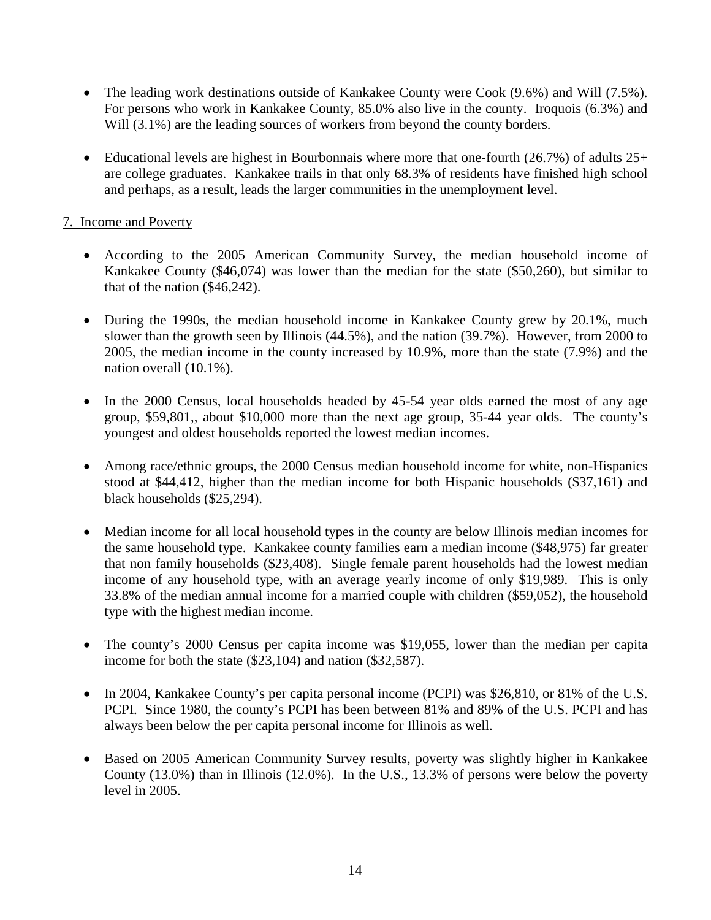- The leading work destinations outside of Kankakee County were Cook (9.6%) and Will (7.5%). For persons who work in Kankakee County, 85.0% also live in the county. Iroquois (6.3%) and Will (3.1%) are the leading sources of workers from beyond the county borders.

- Educational levels are highest in Bourbonnais where more that one-fourth (26.7%) of adults 25+ are college graduates. Kankakee trails in that only 68.3% of residents have finished high school and perhaps, as a result, leads the larger communities in the unemployment level.

7. Income and Poverty

- According to the 2005 American Community Survey, the median household income of Kankakee County ($46,074) was lower than the median for the state ($50,260), but similar to that of the nation ($46,242).

- During the 1990s, the median household income in Kankakee County grew by 20.1%, much slower than the growth seen by Illinois (44.5%), and the nation (39.7%). However, from 2000 to 2005, the median income in the county increased by 10.9%, more than the state (7.9%) and the nation overall (10.1%).

- In the 2000 Census, local households headed by 45-54 year olds earned the most of any age group, $59,801,, about $10,000 more than the next age group, 35-44 year olds. The county's youngest and oldest households reported the lowest median incomes.

- Among race/ethnic groups, the 2000 Census median household income for white, non-Hispanics stood at $44,412, higher than the median income for both Hispanic households ($37,161) and black households ($25,294).

- Median income for all local household types in the county are below Illinois median incomes for the same household type. Kankakee county families earn a median income ($48,975) far greater that non family households ($23,408). Single female parent households had the lowest median income of any household type, with an average yearly income of only $19,989. This is only 33.8% of the median annual income for a married couple with children ($59,052), the household type with the highest median income.

- The county's 2000 Census per capita income was $19,055, lower than the median per capita income for both the state ($23,104) and nation ($32,587).

- In 2004, Kankakee County's per capita personal income (PCPI) was $26,810, or 81% of the U.S. PCPI. Since 1980, the county's PCPI has been between 81% and 89% of the U.S. PCPI and has always been below the per capita personal income for Illinois as well.

- Based on 2005 American Community Survey results, poverty was slightly higher in Kankakee County (13.0%) than in Illinois (12.0%). In the U.S., 13.3% of persons were below the poverty level in 2005.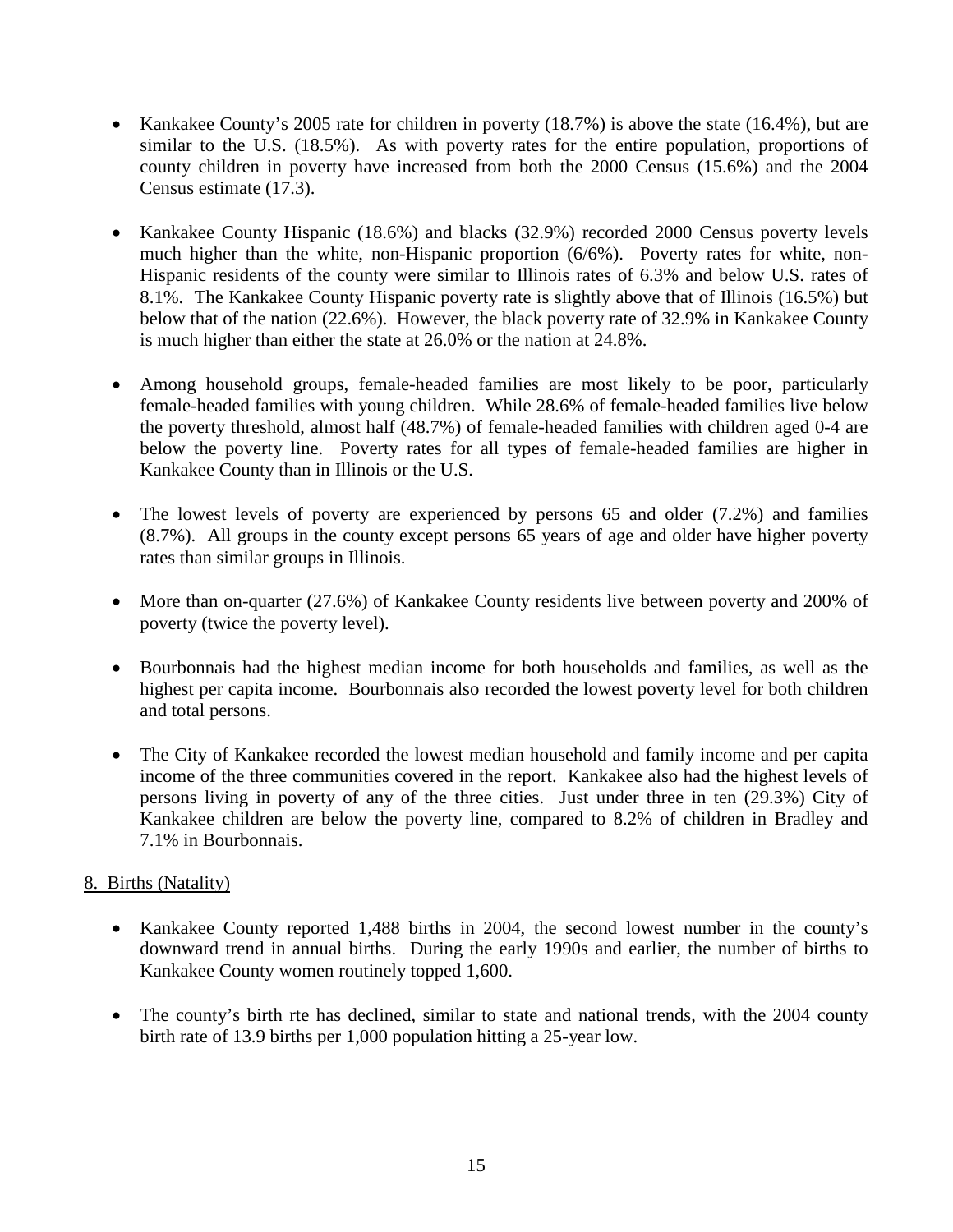- Kankakee County's 2005 rate for children in poverty (18.7%) is above the state (16.4%), but are similar to the U.S. (18.5%). As with poverty rates for the entire population, proportions of county children in poverty have increased from both the 2000 Census (15.6%) and the 2004 Census estimate (17.3).

- Kankakee County Hispanic (18.6%) and blacks (32.9%) recorded 2000 Census poverty levels much higher than the white, non-Hispanic proportion (6/6%). Poverty rates for white, non-Hispanic residents of the county were similar to Illinois rates of 6.3% and below U.S. rates of 8.1%. The Kankakee County Hispanic poverty rate is slightly above that of Illinois (16.5%) but below that of the nation (22.6%). However, the black poverty rate of 32.9% in Kankakee County is much higher than either the state at 26.0% or the nation at 24.8%.

- Among household groups, female-headed families are most likely to be poor, particularly female-headed families with young children. While 28.6% of female-headed families live below the poverty threshold, almost half (48.7%) of female-headed families with children aged 0-4 are below the poverty line. Poverty rates for all types of female-headed families are higher in Kankakee County than in Illinois or the U.S.

- The lowest levels of poverty are experienced by persons 65 and older (7.2%) and families (8.7%). All groups in the county except persons 65 years of age and older have higher poverty rates than similar groups in Illinois.

- More than on-quarter (27.6%) of Kankakee County residents live between poverty and 200% of poverty (twice the poverty level).

- Bourbonnais had the highest median income for both households and families, as well as the highest per capita income. Bourbonnais also recorded the lowest poverty level for both children and total persons.

- The City of Kankakee recorded the lowest median household and family income and per capita income of the three communities covered in the report. Kankakee also had the highest levels of persons living in poverty of any of the three cities. Just under three in ten (29.3%) City of Kankakee children are below the poverty line, compared to 8.2% of children in Bradley and 7.1% in Bourbonnais.

## 8. Births (Natality)

- Kankakee County reported 1,488 births in 2004, the second lowest number in the county's downward trend in annual births. During the early 1990s and earlier, the number of births to Kankakee County women routinely topped 1,600.

- The county's birth rte has declined, similar to state and national trends, with the 2004 county birth rate of 13.9 births per 1,000 population hitting a 25-year low.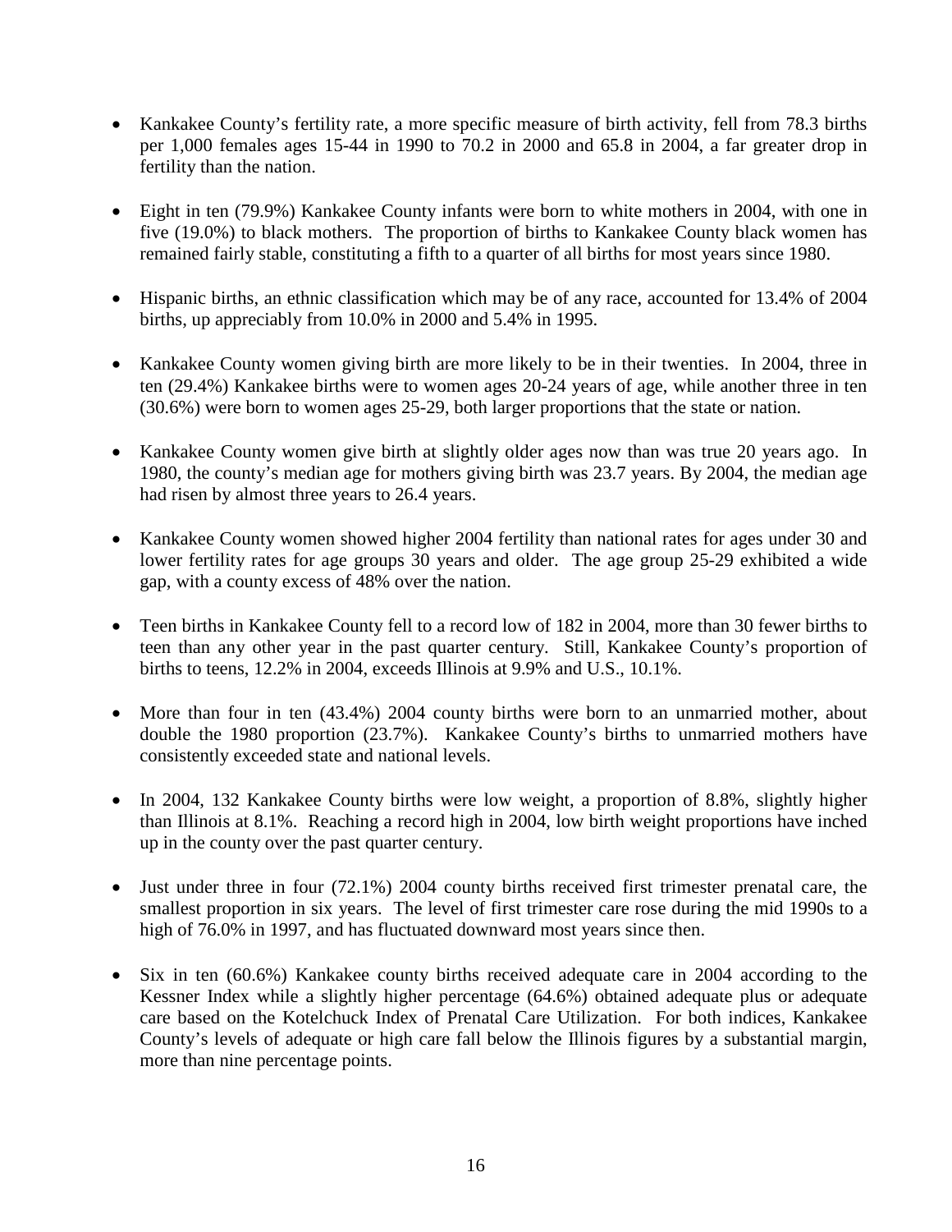- Kankakee County's fertility rate, a more specific measure of birth activity, fell from 78.3 births per 1,000 females ages 15-44 in 1990 to 70.2 in 2000 and 65.8 in 2004, a far greater drop in fertility than the nation.

- Eight in ten (79.9%) Kankakee County infants were born to white mothers in 2004, with one in five (19.0%) to black mothers. The proportion of births to Kankakee County black women has remained fairly stable, constituting a fifth to a quarter of all births for most years since 1980.

- Hispanic births, an ethnic classification which may be of any race, accounted for 13.4% of 2004 births, up appreciably from 10.0% in 2000 and 5.4% in 1995.

- Kankakee County women giving birth are more likely to be in their twenties. In 2004, three in ten (29.4%) Kankakee births were to women ages 20-24 years of age, while another three in ten (30.6%) were born to women ages 25-29, both larger proportions that the state or nation.

- Kankakee County women give birth at slightly older ages now than was true 20 years ago. In 1980, the county's median age for mothers giving birth was 23.7 years. By 2004, the median age had risen by almost three years to 26.4 years.

- Kankakee County women showed higher 2004 fertility than national rates for ages under 30 and lower fertility rates for age groups 30 years and older. The age group 25-29 exhibited a wide gap, with a county excess of 48% over the nation.

- Teen births in Kankakee County fell to a record low of 182 in 2004, more than 30 fewer births to teen than any other year in the past quarter century. Still, Kankakee County's proportion of births to teens, 12.2% in 2004, exceeds Illinois at 9.9% and U.S., 10.1%.

- More than four in ten (43.4%) 2004 county births were born to an unmarried mother, about double the 1980 proportion (23.7%). Kankakee County's births to unmarried mothers have consistently exceeded state and national levels.

- In 2004, 132 Kankakee County births were low weight, a proportion of 8.8%, slightly higher than Illinois at 8.1%. Reaching a record high in 2004, low birth weight proportions have inched up in the county over the past quarter century.

- Just under three in four (72.1%) 2004 county births received first trimester prenatal care, the smallest proportion in six years. The level of first trimester care rose during the mid 1990s to a high of 76.0% in 1997, and has fluctuated downward most years since then.

- Six in ten (60.6%) Kankakee county births received adequate care in 2004 according to the Kessner Index while a slightly higher percentage (64.6%) obtained adequate plus or adequate care based on the Kotelchuck Index of Prenatal Care Utilization. For both indices, Kankakee County's levels of adequate or high care fall below the Illinois figures by a substantial margin, more than nine percentage points.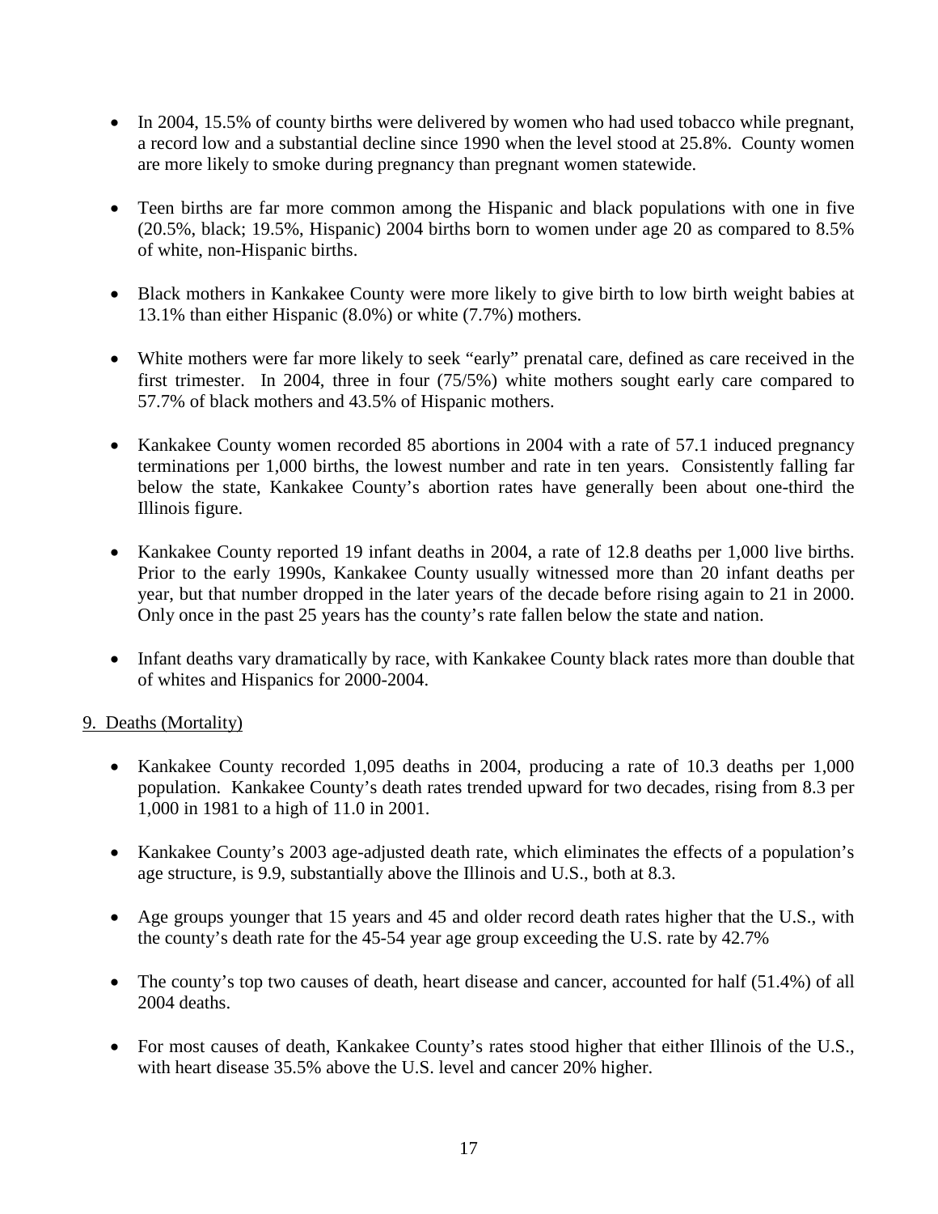- In 2004, 15.5% of county births were delivered by women who had used tobacco while pregnant, a record low and a substantial decline since 1990 when the level stood at 25.8%. County women are more likely to smoke during pregnancy than pregnant women statewide.

- Teen births are far more common among the Hispanic and black populations with one in five (20.5%, black; 19.5%, Hispanic) 2004 births born to women under age 20 as compared to 8.5% of white, non-Hispanic births.

- Black mothers in Kankakee County were more likely to give birth to low birth weight babies at 13.1% than either Hispanic (8.0%) or white (7.7%) mothers.

- White mothers were far more likely to seek "early" prenatal care, defined as care received in the first trimester. In 2004, three in four (75/5%) white mothers sought early care compared to 57.7% of black mothers and 43.5% of Hispanic mothers.

- Kankakee County women recorded 85 abortions in 2004 with a rate of 57.1 induced pregnancy terminations per 1,000 births, the lowest number and rate in ten years. Consistently falling far below the state, Kankakee County's abortion rates have generally been about one-third the Illinois figure.

- Kankakee County reported 19 infant deaths in 2004, a rate of 12.8 deaths per 1,000 live births. Prior to the early 1990s, Kankakee County usually witnessed more than 20 infant deaths per year, but that number dropped in the later years of the decade before rising again to 21 in 2000. Only once in the past 25 years has the county's rate fallen below the state and nation.

- Infant deaths vary dramatically by race, with Kankakee County black rates more than double that of whites and Hispanics for 2000-2004.

## 9. Deaths (Mortality)

- Kankakee County recorded 1,095 deaths in 2004, producing a rate of 10.3 deaths per 1,000 population. Kankakee County's death rates trended upward for two decades, rising from 8.3 per 1,000 in 1981 to a high of 11.0 in 2001.

- Kankakee County's 2003 age-adjusted death rate, which eliminates the effects of a population's age structure, is 9.9, substantially above the Illinois and U.S., both at 8.3.

- Age groups younger that 15 years and 45 and older record death rates higher that the U.S., with the county's death rate for the 45-54 year age group exceeding the U.S. rate by 42.7%

- The county's top two causes of death, heart disease and cancer, accounted for half (51.4%) of all 2004 deaths.

- For most causes of death, Kankakee County's rates stood higher that either Illinois of the U.S., with heart disease 35.5% above the U.S. level and cancer 20% higher.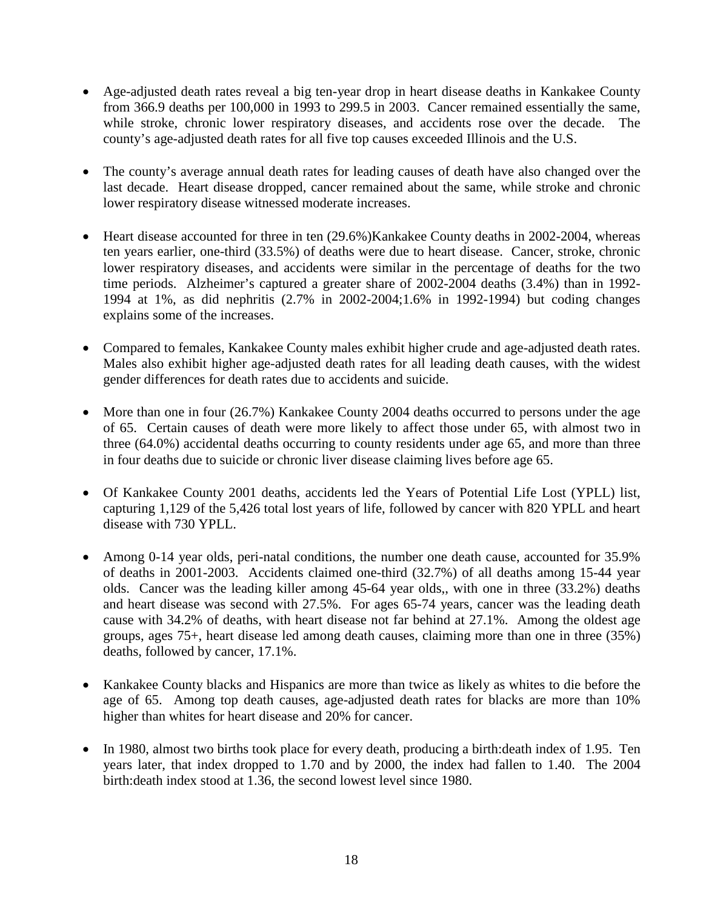- Age-adjusted death rates reveal a big ten-year drop in heart disease deaths in Kankakee County from 366.9 deaths per 100,000 in 1993 to 299.5 in 2003. Cancer remained essentially the same, while stroke, chronic lower respiratory diseases, and accidents rose over the decade. The county's age-adjusted death rates for all five top causes exceeded Illinois and the U.S.

- The county's average annual death rates for leading causes of death have also changed over the last decade. Heart disease dropped, cancer remained about the same, while stroke and chronic lower respiratory disease witnessed moderate increases.

- Heart disease accounted for three in ten (29.6%)Kankakee County deaths in 2002-2004, whereas ten years earlier, one-third (33.5%) of deaths were due to heart disease. Cancer, stroke, chronic lower respiratory diseases, and accidents were similar in the percentage of deaths for the two time periods. Alzheimer's captured a greater share of 2002-2004 deaths (3.4%) than in 1992-1994 at 1%, as did nephritis (2.7% in 2002-2004;1.6% in 1992-1994) but coding changes explains some of the increases.

- Compared to females, Kankakee County males exhibit higher crude and age-adjusted death rates. Males also exhibit higher age-adjusted death rates for all leading death causes, with the widest gender differences for death rates due to accidents and suicide.

- More than one in four (26.7%) Kankakee County 2004 deaths occurred to persons under the age of 65. Certain causes of death were more likely to affect those under 65, with almost two in three (64.0%) accidental deaths occurring to county residents under age 65, and more than three in four deaths due to suicide or chronic liver disease claiming lives before age 65.

- Of Kankakee County 2001 deaths, accidents led the Years of Potential Life Lost (YPLL) list, capturing 1,129 of the 5,426 total lost years of life, followed by cancer with 820 YPLL and heart disease with 730 YPLL.

- Among 0-14 year olds, peri-natal conditions, the number one death cause, accounted for 35.9% of deaths in 2001-2003. Accidents claimed one-third (32.7%) of all deaths among 15-44 year olds. Cancer was the leading killer among 45-64 year olds,, with one in three (33.2%) deaths and heart disease was second with 27.5%. For ages 65-74 years, cancer was the leading death cause with 34.2% of deaths, with heart disease not far behind at 27.1%. Among the oldest age groups, ages 75+, heart disease led among death causes, claiming more than one in three (35%) deaths, followed by cancer, 17.1%.

- Kankakee County blacks and Hispanics are more than twice as likely as whites to die before the age of 65. Among top death causes, age-adjusted death rates for blacks are more than 10% higher than whites for heart disease and 20% for cancer.

- In 1980, almost two births took place for every death, producing a birth:death index of 1.95. Ten years later, that index dropped to 1.70 and by 2000, the index had fallen to 1.40. The 2004 birth:death index stood at 1.36, the second lowest level since 1980.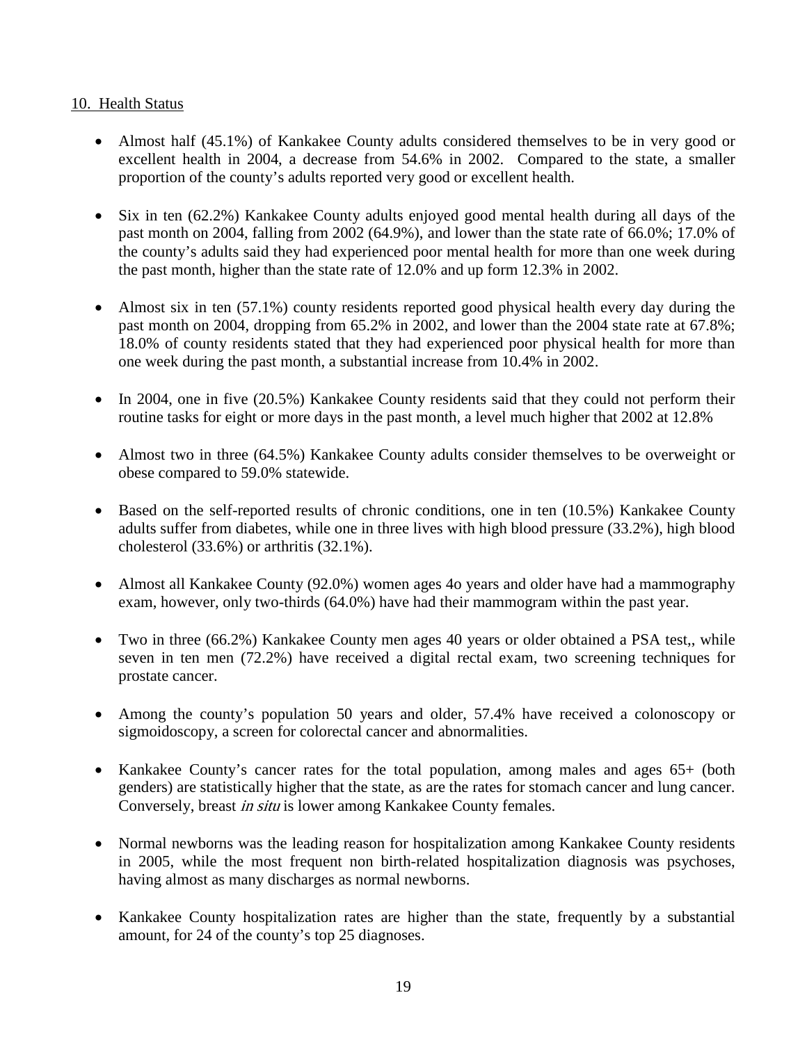## 10. Health Status

- Almost half (45.1%) of Kankakee County adults considered themselves to be in very good or excellent health in 2004, a decrease from 54.6% in 2002. Compared to the state, a smaller proportion of the county's adults reported very good or excellent health.

- Six in ten (62.2%) Kankakee County adults enjoyed good mental health during all days of the past month on 2004, falling from 2002 (64.9%), and lower than the state rate of 66.0%; 17.0% of the county's adults said they had experienced poor mental health for more than one week during the past month, higher than the state rate of 12.0% and up form 12.3% in 2002.

- Almost six in ten (57.1%) county residents reported good physical health every day during the past month on 2004, dropping from 65.2% in 2002, and lower than the 2004 state rate at 67.8%; 18.0% of county residents stated that they had experienced poor physical health for more than one week during the past month, a substantial increase from 10.4% in 2002.

- In 2004, one in five (20.5%) Kankakee County residents said that they could not perform their routine tasks for eight or more days in the past month, a level much higher that 2002 at 12.8%

- Almost two in three (64.5%) Kankakee County adults consider themselves to be overweight or obese compared to 59.0% statewide.

- Based on the self-reported results of chronic conditions, one in ten (10.5%) Kankakee County adults suffer from diabetes, while one in three lives with high blood pressure (33.2%), high blood cholesterol (33.6%) or arthritis (32.1%).

- Almost all Kankakee County (92.0%) women ages 4o years and older have had a mammography exam, however, only two-thirds (64.0%) have had their mammogram within the past year.

- Two in three (66.2%) Kankakee County men ages 40 years or older obtained a PSA test,, while seven in ten men (72.2%) have received a digital rectal exam, two screening techniques for prostate cancer.

- Among the county's population 50 years and older, 57.4% have received a colonoscopy or sigmoidoscopy, a screen for colorectal cancer and abnormalities.

- Kankakee County's cancer rates for the total population, among males and ages 65+ (both genders) are statistically higher that the state, as are the rates for stomach cancer and lung cancer. Conversely, breast *in situ* is lower among Kankakee County females.

- Normal newborns was the leading reason for hospitalization among Kankakee County residents in 2005, while the most frequent non birth-related hospitalization diagnosis was psychoses, having almost as many discharges as normal newborns.

- Kankakee County hospitalization rates are higher than the state, frequently by a substantial amount, for 24 of the county's top 25 diagnoses.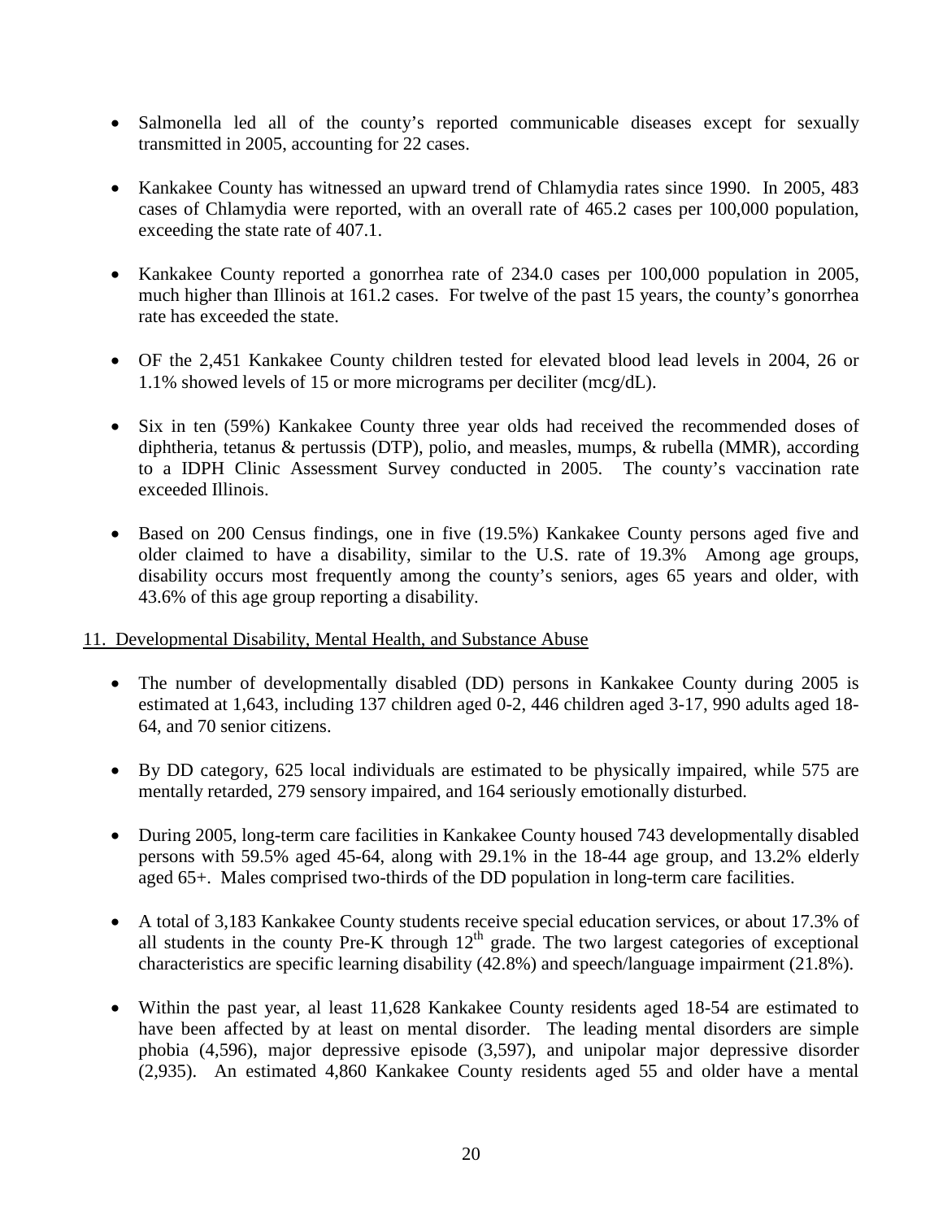- Salmonella led all of the county's reported communicable diseases except for sexually transmitted in 2005, accounting for 22 cases.

- Kankakee County has witnessed an upward trend of Chlamydia rates since 1990. In 2005, 483 cases of Chlamydia were reported, with an overall rate of 465.2 cases per 100,000 population, exceeding the state rate of 407.1.

- Kankakee County reported a gonorrhea rate of 234.0 cases per 100,000 population in 2005, much higher than Illinois at 161.2 cases. For twelve of the past 15 years, the county's gonorrhea rate has exceeded the state.

- OF the 2,451 Kankakee County children tested for elevated blood lead levels in 2004, 26 or 1.1% showed levels of 15 or more micrograms per deciliter (mcg/dL).

- Six in ten (59%) Kankakee County three year olds had received the recommended doses of diphtheria, tetanus & pertussis (DTP), polio, and measles, mumps, & rubella (MMR), according to a IDPH Clinic Assessment Survey conducted in 2005. The county's vaccination rate exceeded Illinois.

- Based on 200 Census findings, one in five (19.5%) Kankakee County persons aged five and older claimed to have a disability, similar to the U.S. rate of 19.3% Among age groups, disability occurs most frequently among the county's seniors, ages 65 years and older, with 43.6% of this age group reporting a disability.

11. Developmental Disability, Mental Health, and Substance Abuse

- The number of developmentally disabled (DD) persons in Kankakee County during 2005 is estimated at 1,643, including 137 children aged 0-2, 446 children aged 3-17, 990 adults aged 18-64, and 70 senior citizens.

- By DD category, 625 local individuals are estimated to be physically impaired, while 575 are mentally retarded, 279 sensory impaired, and 164 seriously emotionally disturbed.

- During 2005, long-term care facilities in Kankakee County housed 743 developmentally disabled persons with 59.5% aged 45-64, along with 29.1% in the 18-44 age group, and 13.2% elderly aged 65+. Males comprised two-thirds of the DD population in long-term care facilities.

- A total of 3,183 Kankakee County students receive special education services, or about 17.3% of all students in the county Pre-K through 12th grade. The two largest categories of exceptional characteristics are specific learning disability (42.8%) and speech/language impairment (21.8%).

- Within the past year, al least 11,628 Kankakee County residents aged 18-54 are estimated to have been affected by at least on mental disorder. The leading mental disorders are simple phobia (4,596), major depressive episode (3,597), and unipolar major depressive disorder (2,935). An estimated 4,860 Kankakee County residents aged 55 and older have a mental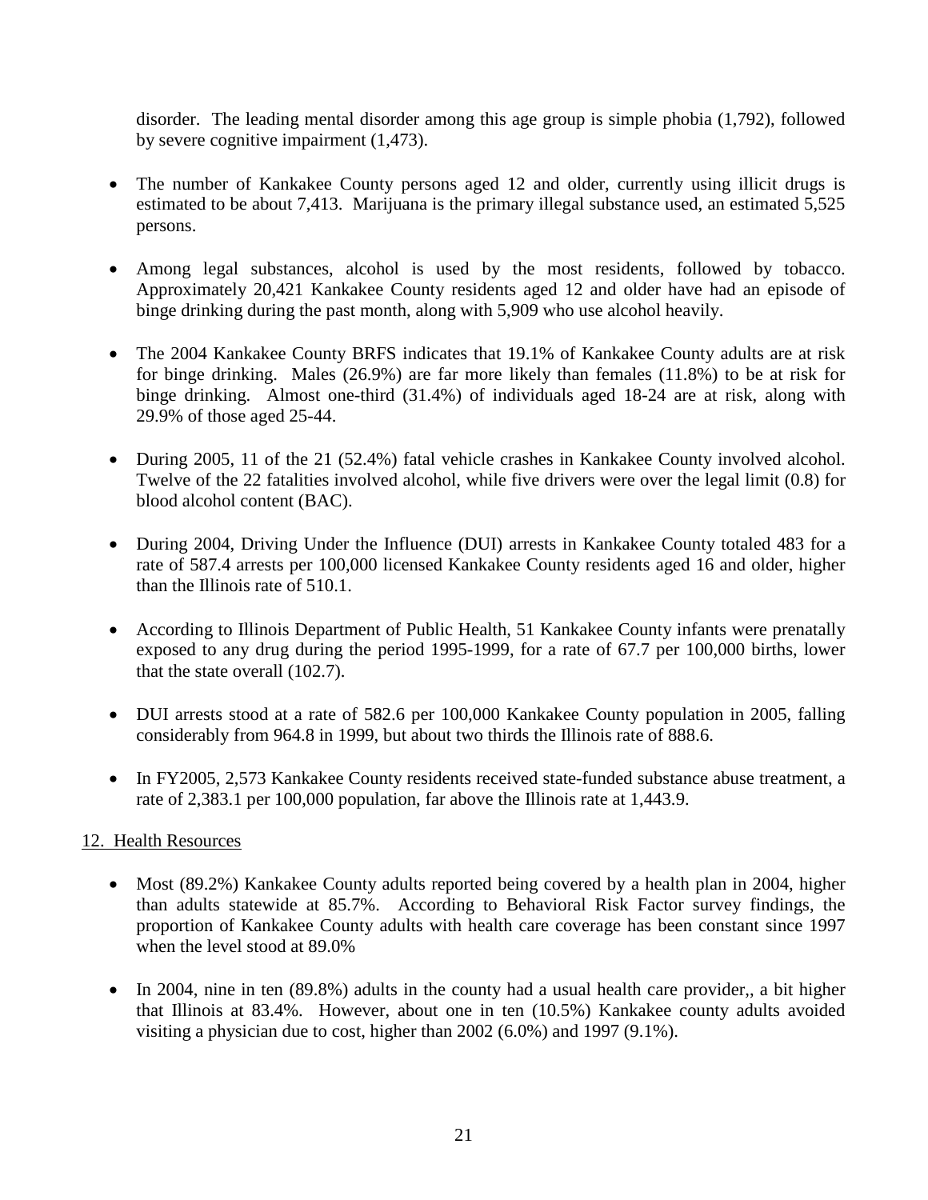disorder. The leading mental disorder among this age group is simple phobia (1,792), followed by severe cognitive impairment (1,473).

- The number of Kankakee County persons aged 12 and older, currently using illicit drugs is estimated to be about 7,413. Marijuana is the primary illegal substance used, an estimated 5,525 persons.

- Among legal substances, alcohol is used by the most residents, followed by tobacco. Approximately 20,421 Kankakee County residents aged 12 and older have had an episode of binge drinking during the past month, along with 5,909 who use alcohol heavily.

- The 2004 Kankakee County BRFS indicates that 19.1% of Kankakee County adults are at risk for binge drinking. Males (26.9%) are far more likely than females (11.8%) to be at risk for binge drinking. Almost one-third (31.4%) of individuals aged 18-24 are at risk, along with 29.9% of those aged 25-44.

- During 2005, 11 of the 21 (52.4%) fatal vehicle crashes in Kankakee County involved alcohol. Twelve of the 22 fatalities involved alcohol, while five drivers were over the legal limit (0.8) for blood alcohol content (BAC).

- During 2004, Driving Under the Influence (DUI) arrests in Kankakee County totaled 483 for a rate of 587.4 arrests per 100,000 licensed Kankakee County residents aged 16 and older, higher than the Illinois rate of 510.1.

- According to Illinois Department of Public Health, 51 Kankakee County infants were prenatally exposed to any drug during the period 1995-1999, for a rate of 67.7 per 100,000 births, lower that the state overall (102.7).

- DUI arrests stood at a rate of 582.6 per 100,000 Kankakee County population in 2005, falling considerably from 964.8 in 1999, but about two thirds the Illinois rate of 888.6.

- In FY2005, 2,573 Kankakee County residents received state-funded substance abuse treatment, a rate of 2,383.1 per 100,000 population, far above the Illinois rate at 1,443.9.

## 12. Health Resources

- Most (89.2%) Kankakee County adults reported being covered by a health plan in 2004, higher than adults statewide at 85.7%. According to Behavioral Risk Factor survey findings, the proportion of Kankakee County adults with health care coverage has been constant since 1997 when the level stood at 89.0%

- In 2004, nine in ten (89.8%) adults in the county had a usual health care provider,, a bit higher that Illinois at 83.4%. However, about one in ten (10.5%) Kankakee county adults avoided visiting a physician due to cost, higher than 2002 (6.0%) and 1997 (9.1%).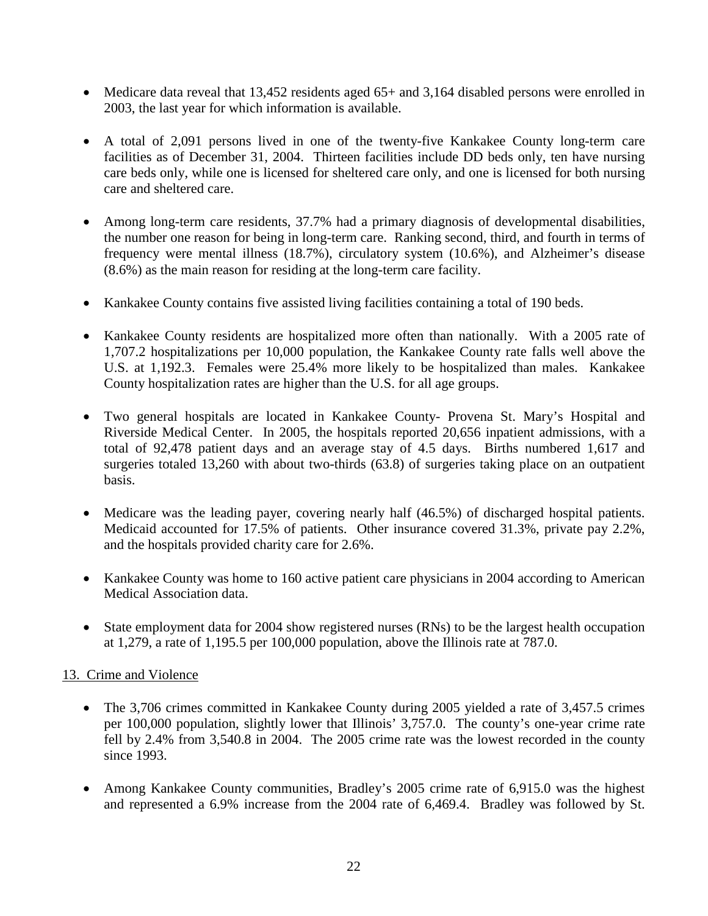- Medicare data reveal that 13,452 residents aged 65+ and 3,164 disabled persons were enrolled in 2003, the last year for which information is available.

- A total of 2,091 persons lived in one of the twenty-five Kankakee County long-term care facilities as of December 31, 2004. Thirteen facilities include DD beds only, ten have nursing care beds only, while one is licensed for sheltered care only, and one is licensed for both nursing care and sheltered care.

- Among long-term care residents, 37.7% had a primary diagnosis of developmental disabilities, the number one reason for being in long-term care. Ranking second, third, and fourth in terms of frequency were mental illness (18.7%), circulatory system (10.6%), and Alzheimer's disease (8.6%) as the main reason for residing at the long-term care facility.

- Kankakee County contains five assisted living facilities containing a total of 190 beds.

- Kankakee County residents are hospitalized more often than nationally. With a 2005 rate of 1,707.2 hospitalizations per 10,000 population, the Kankakee County rate falls well above the U.S. at 1,192.3. Females were 25.4% more likely to be hospitalized than males. Kankakee County hospitalization rates are higher than the U.S. for all age groups.

- Two general hospitals are located in Kankakee County- Provena St. Mary's Hospital and Riverside Medical Center. In 2005, the hospitals reported 20,656 inpatient admissions, with a total of 92,478 patient days and an average stay of 4.5 days. Births numbered 1,617 and surgeries totaled 13,260 with about two-thirds (63.8) of surgeries taking place on an outpatient basis.

- Medicare was the leading payer, covering nearly half (46.5%) of discharged hospital patients. Medicaid accounted for 17.5% of patients. Other insurance covered 31.3%, private pay 2.2%, and the hospitals provided charity care for 2.6%.

- Kankakee County was home to 160 active patient care physicians in 2004 according to American Medical Association data.

- State employment data for 2004 show registered nurses (RNs) to be the largest health occupation at 1,279, a rate of 1,195.5 per 100,000 population, above the Illinois rate at 787.0.

## 13. Crime and Violence

- The 3,706 crimes committed in Kankakee County during 2005 yielded a rate of 3,457.5 crimes per 100,000 population, slightly lower that Illinois' 3,757.0. The county's one-year crime rate fell by 2.4% from 3,540.8 in 2004. The 2005 crime rate was the lowest recorded in the county since 1993.

- Among Kankakee County communities, Bradley's 2005 crime rate of 6,915.0 was the highest and represented a 6.9% increase from the 2004 rate of 6,469.4. Bradley was followed by St.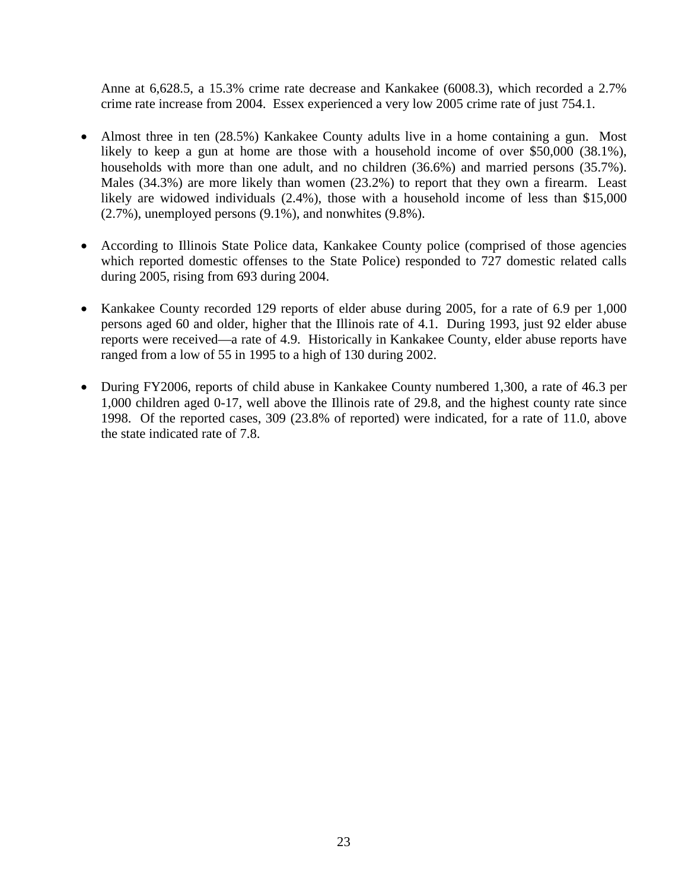Anne at 6,628.5, a 15.3% crime rate decrease and Kankakee (6008.3), which recorded a 2.7% crime rate increase from 2004. Essex experienced a very low 2005 crime rate of just 754.1.

- Almost three in ten (28.5%) Kankakee County adults live in a home containing a gun. Most likely to keep a gun at home are those with a household income of over $50,000 (38.1%), households with more than one adult, and no children (36.6%) and married persons (35.7%). Males (34.3%) are more likely than women (23.2%) to report that they own a firearm. Least likely are widowed individuals (2.4%), those with a household income of less than $15,000 (2.7%), unemployed persons (9.1%), and nonwhites (9.8%).

- According to Illinois State Police data, Kankakee County police (comprised of those agencies which reported domestic offenses to the State Police) responded to 727 domestic related calls during 2005, rising from 693 during 2004.

- Kankakee County recorded 129 reports of elder abuse during 2005, for a rate of 6.9 per 1,000 persons aged 60 and older, higher that the Illinois rate of 4.1. During 1993, just 92 elder abuse reports were received—a rate of 4.9. Historically in Kankakee County, elder abuse reports have ranged from a low of 55 in 1995 to a high of 130 during 2002.

- During FY2006, reports of child abuse in Kankakee County numbered 1,300, a rate of 46.3 per 1,000 children aged 0-17, well above the Illinois rate of 29.8, and the highest county rate since 1998. Of the reported cases, 309 (23.8% of reported) were indicated, for a rate of 11.0, above the state indicated rate of 7.8.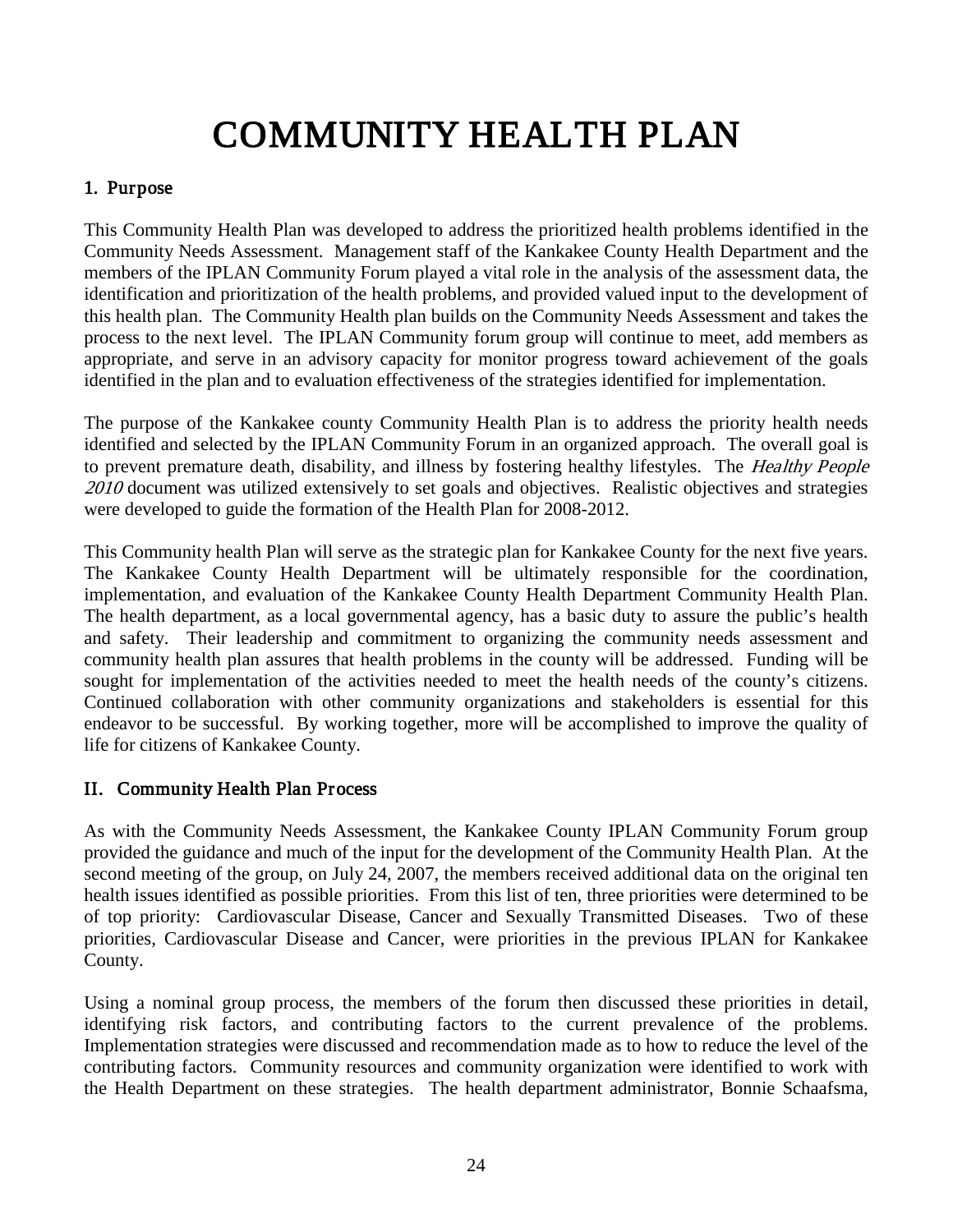# COMMUNITY HEALTH PLAN

## 1. Purpose

This Community Health Plan was developed to address the prioritized health problems identified in the Community Needs Assessment. Management staff of the Kankakee County Health Department and the members of the IPLAN Community Forum played a vital role in the analysis of the assessment data, the identification and prioritization of the health problems, and provided valued input to the development of this health plan. The Community Health plan builds on the Community Needs Assessment and takes the process to the next level. The IPLAN Community forum group will continue to meet, add members as appropriate, and serve in an advisory capacity for monitor progress toward achievement of the goals identified in the plan and to evaluation effectiveness of the strategies identified for implementation.

The purpose of the Kankakee county Community Health Plan is to address the priority health needs identified and selected by the IPLAN Community Forum in an organized approach. The overall goal is to prevent premature death, disability, and illness by fostering healthy lifestyles. The *Healthy People 2010* document was utilized extensively to set goals and objectives. Realistic objectives and strategies were developed to guide the formation of the Health Plan for 2008-2012.

This Community health Plan will serve as the strategic plan for Kankakee County for the next five years. The Kankakee County Health Department will be ultimately responsible for the coordination, implementation, and evaluation of the Kankakee County Health Department Community Health Plan. The health department, as a local governmental agency, has a basic duty to assure the public's health and safety. Their leadership and commitment to organizing the community needs assessment and community health plan assures that health problems in the county will be addressed. Funding will be sought for implementation of the activities needed to meet the health needs of the county's citizens. Continued collaboration with other community organizations and stakeholders is essential for this endeavor to be successful. By working together, more will be accomplished to improve the quality of life for citizens of Kankakee County.

## II. Community Health Plan Process

As with the Community Needs Assessment, the Kankakee County IPLAN Community Forum group provided the guidance and much of the input for the development of the Community Health Plan. At the second meeting of the group, on July 24, 2007, the members received additional data on the original ten health issues identified as possible priorities. From this list of ten, three priorities were determined to be of top priority: Cardiovascular Disease, Cancer and Sexually Transmitted Diseases. Two of these priorities, Cardiovascular Disease and Cancer, were priorities in the previous IPLAN for Kankakee County.

Using a nominal group process, the members of the forum then discussed these priorities in detail, identifying risk factors, and contributing factors to the current prevalence of the problems. Implementation strategies were discussed and recommendation made as to how to reduce the level of the contributing factors. Community resources and community organization were identified to work with the Health Department on these strategies. The health department administrator, Bonnie Schaafsma,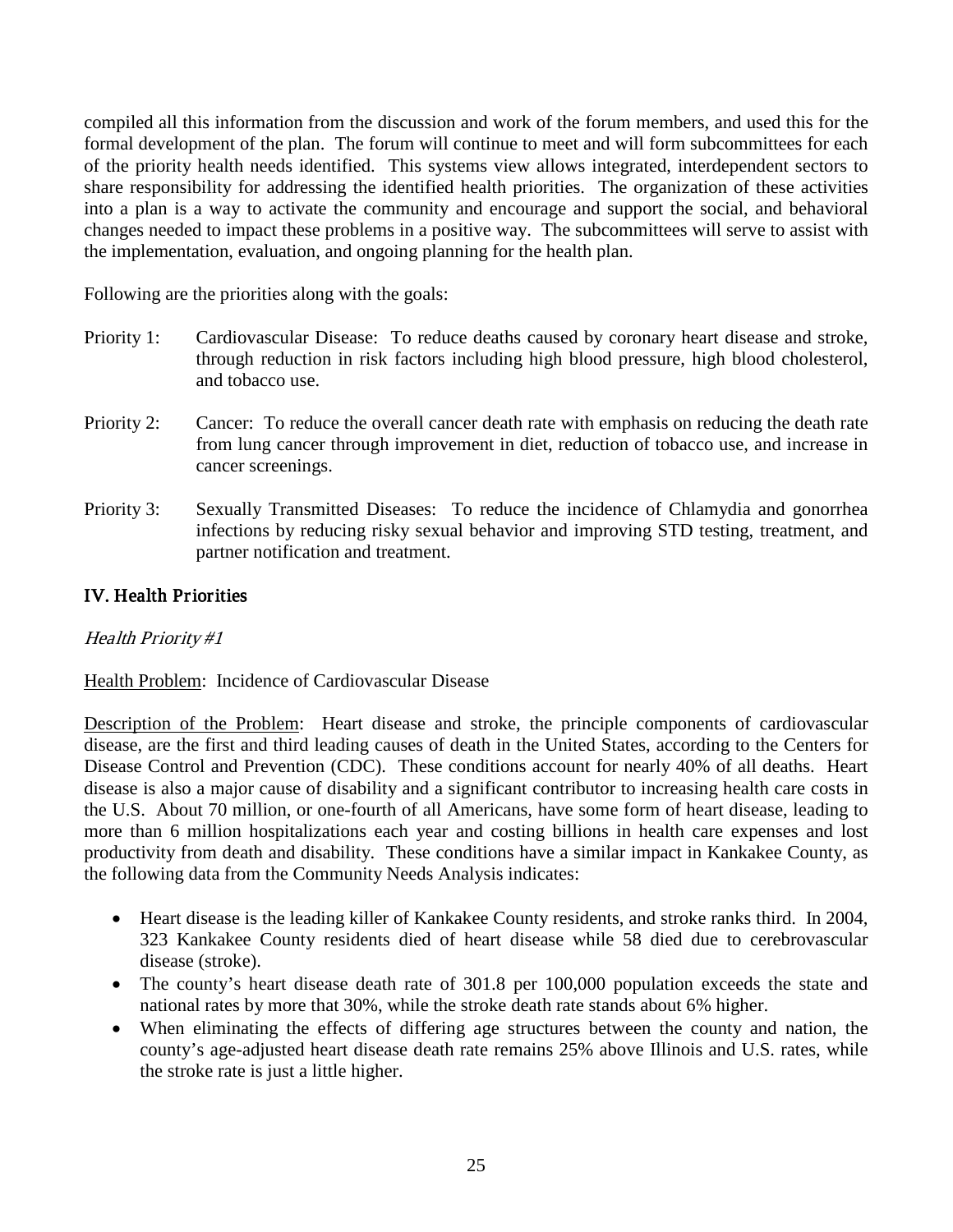compiled all this information from the discussion and work of the forum members, and used this for the formal development of the plan. The forum will continue to meet and will form subcommittees for each of the priority health needs identified. This systems view allows integrated, interdependent sectors to share responsibility for addressing the identified health priorities. The organization of these activities into a plan is a way to activate the community and encourage and support the social, and behavioral changes needed to impact these problems in a positive way. The subcommittees will serve to assist with the implementation, evaluation, and ongoing planning for the health plan.

Following are the priorities along with the goals:

Priority 1: Cardiovascular Disease: To reduce deaths caused by coronary heart disease and stroke, through reduction in risk factors including high blood pressure, high blood cholesterol, and tobacco use.

Priority 2: Cancer: To reduce the overall cancer death rate with emphasis on reducing the death rate from lung cancer through improvement in diet, reduction of tobacco use, and increase in cancer screenings.

Priority 3: Sexually Transmitted Diseases: To reduce the incidence of Chlamydia and gonorrhea infections by reducing risky sexual behavior and improving STD testing, treatment, and partner notification and treatment.

## IV. Health Priorities

### *Health Priority #1*

Health Problem: Incidence of Cardiovascular Disease

Description of the Problem: Heart disease and stroke, the principle components of cardiovascular disease, are the first and third leading causes of death in the United States, according to the Centers for Disease Control and Prevention (CDC). These conditions account for nearly 40% of all deaths. Heart disease is also a major cause of disability and a significant contributor to increasing health care costs in the U.S. About 70 million, or one-fourth of all Americans, have some form of heart disease, leading to more than 6 million hospitalizations each year and costing billions in health care expenses and lost productivity from death and disability. These conditions have a similar impact in Kankakee County, as the following data from the Community Needs Analysis indicates:

- Heart disease is the leading killer of Kankakee County residents, and stroke ranks third. In 2004, 323 Kankakee County residents died of heart disease while 58 died due to cerebrovascular disease (stroke).
- The county's heart disease death rate of 301.8 per 100,000 population exceeds the state and national rates by more that 30%, while the stroke death rate stands about 6% higher.
- When eliminating the effects of differing age structures between the county and nation, the county's age-adjusted heart disease death rate remains 25% above Illinois and U.S. rates, while the stroke rate is just a little higher.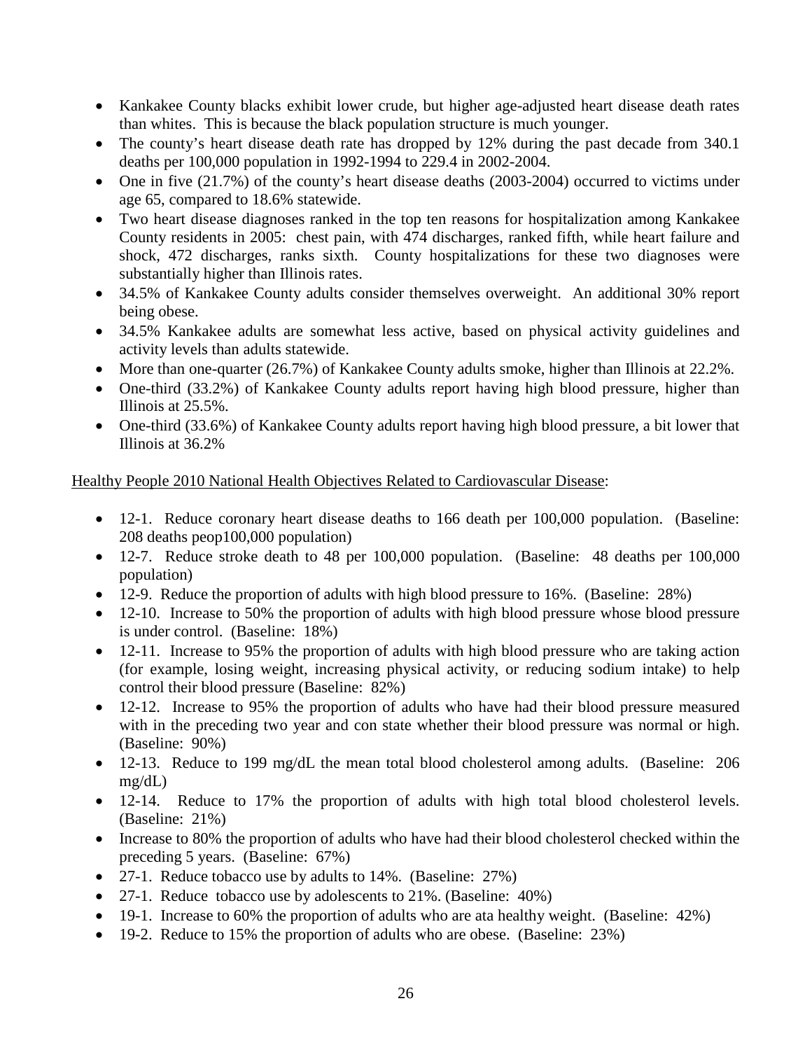- Kankakee County blacks exhibit lower crude, but higher age-adjusted heart disease death rates than whites. This is because the black population structure is much younger.
- The county's heart disease death rate has dropped by 12% during the past decade from 340.1 deaths per 100,000 population in 1992-1994 to 229.4 in 2002-2004.
- One in five (21.7%) of the county's heart disease deaths (2003-2004) occurred to victims under age 65, compared to 18.6% statewide.
- Two heart disease diagnoses ranked in the top ten reasons for hospitalization among Kankakee County residents in 2005: chest pain, with 474 discharges, ranked fifth, while heart failure and shock, 472 discharges, ranks sixth. County hospitalizations for these two diagnoses were substantially higher than Illinois rates.
- 34.5% of Kankakee County adults consider themselves overweight. An additional 30% report being obese.
- 34.5% Kankakee adults are somewhat less active, based on physical activity guidelines and activity levels than adults statewide.
- More than one-quarter (26.7%) of Kankakee County adults smoke, higher than Illinois at 22.2%.
- One-third (33.2%) of Kankakee County adults report having high blood pressure, higher than Illinois at 25.5%.
- One-third (33.6%) of Kankakee County adults report having high blood pressure, a bit lower that Illinois at 36.2%

<u>Healthy People 2010 National Health Objectives Related to Cardiovascular Disease</u>:

- 12-1. Reduce coronary heart disease deaths to 166 death per 100,000 population. (Baseline: 208 deaths peop100,000 population)
- 12-7. Reduce stroke death to 48 per 100,000 population. (Baseline: 48 deaths per 100,000 population)
- 12-9. Reduce the proportion of adults with high blood pressure to 16%. (Baseline: 28%)
- 12-10. Increase to 50% the proportion of adults with high blood pressure whose blood pressure is under control. (Baseline: 18%)
- 12-11. Increase to 95% the proportion of adults with high blood pressure who are taking action (for example, losing weight, increasing physical activity, or reducing sodium intake) to help control their blood pressure (Baseline: 82%)
- 12-12. Increase to 95% the proportion of adults who have had their blood pressure measured with in the preceding two year and con state whether their blood pressure was normal or high. (Baseline: 90%)
- 12-13. Reduce to 199 mg/dL the mean total blood cholesterol among adults. (Baseline: 206 mg/dL)
- 12-14. Reduce to 17% the proportion of adults with high total blood cholesterol levels. (Baseline: 21%)
- Increase to 80% the proportion of adults who have had their blood cholesterol checked within the preceding 5 years. (Baseline: 67%)
- 27-1. Reduce tobacco use by adults to 14%. (Baseline: 27%)
- 27-1. Reduce tobacco use by adolescents to 21%. (Baseline: 40%)
- 19-1. Increase to 60% the proportion of adults who are ata healthy weight. (Baseline: 42%)
- 19-2. Reduce to 15% the proportion of adults who are obese. (Baseline: 23%)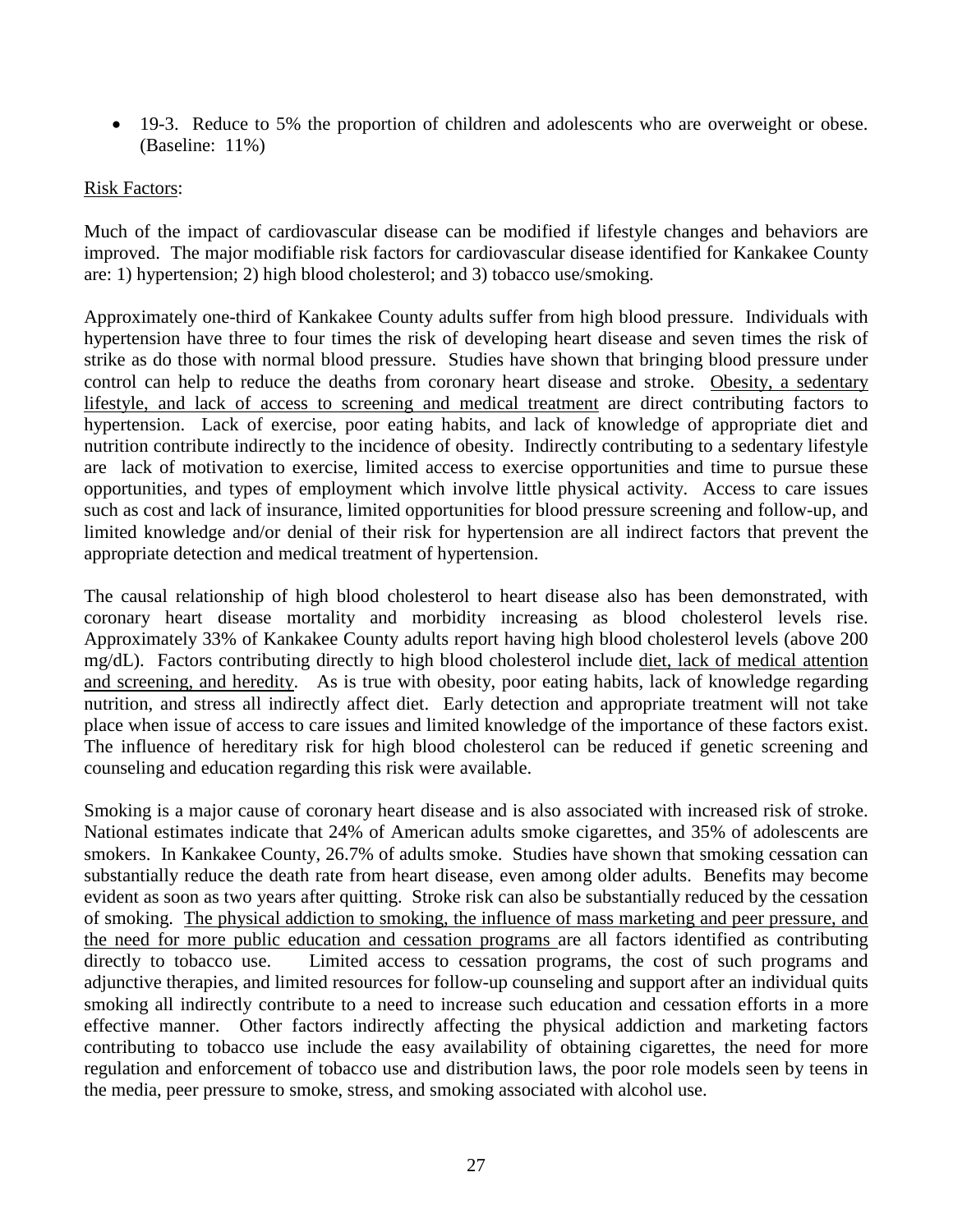- 19-3. Reduce to 5% the proportion of children and adolescents who are overweight or obese. (Baseline: 11%)

Risk Factors:

Much of the impact of cardiovascular disease can be modified if lifestyle changes and behaviors are improved. The major modifiable risk factors for cardiovascular disease identified for Kankakee County are: 1) hypertension; 2) high blood cholesterol; and 3) tobacco use/smoking.

Approximately one-third of Kankakee County adults suffer from high blood pressure. Individuals with hypertension have three to four times the risk of developing heart disease and seven times the risk of strike as do those with normal blood pressure. Studies have shown that bringing blood pressure under control can help to reduce the deaths from coronary heart disease and stroke. Obesity, a sedentary lifestyle, and lack of access to screening and medical treatment are direct contributing factors to hypertension. Lack of exercise, poor eating habits, and lack of knowledge of appropriate diet and nutrition contribute indirectly to the incidence of obesity. Indirectly contributing to a sedentary lifestyle are lack of motivation to exercise, limited access to exercise opportunities and time to pursue these opportunities, and types of employment which involve little physical activity. Access to care issues such as cost and lack of insurance, limited opportunities for blood pressure screening and follow-up, and limited knowledge and/or denial of their risk for hypertension are all indirect factors that prevent the appropriate detection and medical treatment of hypertension.

The causal relationship of high blood cholesterol to heart disease also has been demonstrated, with coronary heart disease mortality and morbidity increasing as blood cholesterol levels rise. Approximately 33% of Kankakee County adults report having high blood cholesterol levels (above 200 mg/dL). Factors contributing directly to high blood cholesterol include diet, lack of medical attention and screening, and heredity. As is true with obesity, poor eating habits, lack of knowledge regarding nutrition, and stress all indirectly affect diet. Early detection and appropriate treatment will not take place when issue of access to care issues and limited knowledge of the importance of these factors exist. The influence of hereditary risk for high blood cholesterol can be reduced if genetic screening and counseling and education regarding this risk were available.

Smoking is a major cause of coronary heart disease and is also associated with increased risk of stroke. National estimates indicate that 24% of American adults smoke cigarettes, and 35% of adolescents are smokers. In Kankakee County, 26.7% of adults smoke. Studies have shown that smoking cessation can substantially reduce the death rate from heart disease, even among older adults. Benefits may become evident as soon as two years after quitting. Stroke risk can also be substantially reduced by the cessation of smoking. The physical addiction to smoking, the influence of mass marketing and peer pressure, and the need for more public education and cessation programs are all factors identified as contributing directly to tobacco use. Limited access to cessation programs, the cost of such programs and adjunctive therapies, and limited resources for follow-up counseling and support after an individual quits smoking all indirectly contribute to a need to increase such education and cessation efforts in a more effective manner. Other factors indirectly affecting the physical addiction and marketing factors contributing to tobacco use include the easy availability of obtaining cigarettes, the need for more regulation and enforcement of tobacco use and distribution laws, the poor role models seen by teens in the media, peer pressure to smoke, stress, and smoking associated with alcohol use.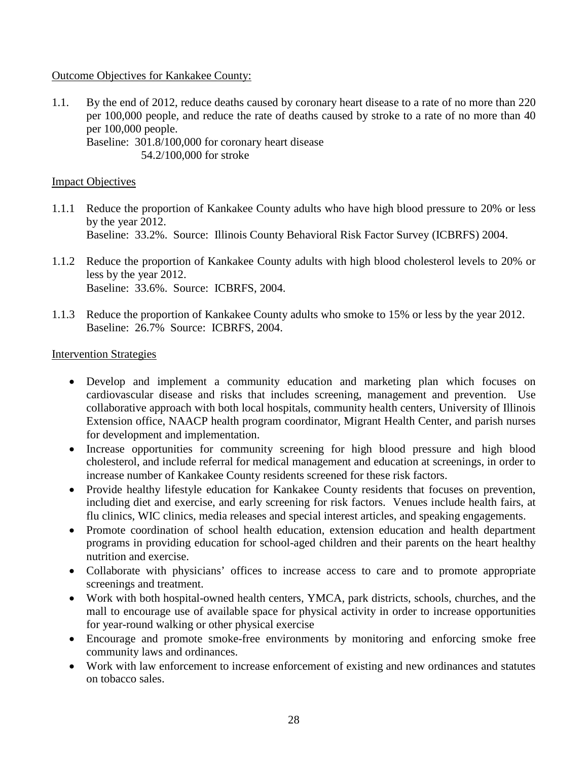Outcome Objectives for Kankakee County:

1.1. By the end of 2012, reduce deaths caused by coronary heart disease to a rate of no more than 220 per 100,000 people, and reduce the rate of deaths caused by stroke to a rate of no more than 40 per 100,000 people.
Baseline: 301.8/100,000 for coronary heart disease
54.2/100,000 for stroke

Impact Objectives

1.1.1 Reduce the proportion of Kankakee County adults who have high blood pressure to 20% or less by the year 2012.
Baseline: 33.2%. Source: Illinois County Behavioral Risk Factor Survey (ICBRFS) 2004.

1.1.2 Reduce the proportion of Kankakee County adults with high blood cholesterol levels to 20% or less by the year 2012.
Baseline: 33.6%. Source: ICBRFS, 2004.

1.1.3 Reduce the proportion of Kankakee County adults who smoke to 15% or less by the year 2012.
Baseline: 26.7% Source: ICBRFS, 2004.

Intervention Strategies

- Develop and implement a community education and marketing plan which focuses on cardiovascular disease and risks that includes screening, management and prevention. Use collaborative approach with both local hospitals, community health centers, University of Illinois Extension office, NAACP health program coordinator, Migrant Health Center, and parish nurses for development and implementation.
- Increase opportunities for community screening for high blood pressure and high blood cholesterol, and include referral for medical management and education at screenings, in order to increase number of Kankakee County residents screened for these risk factors.
- Provide healthy lifestyle education for Kankakee County residents that focuses on prevention, including diet and exercise, and early screening for risk factors. Venues include health fairs, at flu clinics, WIC clinics, media releases and special interest articles, and speaking engagements.
- Promote coordination of school health education, extension education and health department programs in providing education for school-aged children and their parents on the heart healthy nutrition and exercise.
- Collaborate with physicians' offices to increase access to care and to promote appropriate screenings and treatment.
- Work with both hospital-owned health centers, YMCA, park districts, schools, churches, and the mall to encourage use of available space for physical activity in order to increase opportunities for year-round walking or other physical exercise
- Encourage and promote smoke-free environments by monitoring and enforcing smoke free community laws and ordinances.
- Work with law enforcement to increase enforcement of existing and new ordinances and statutes on tobacco sales.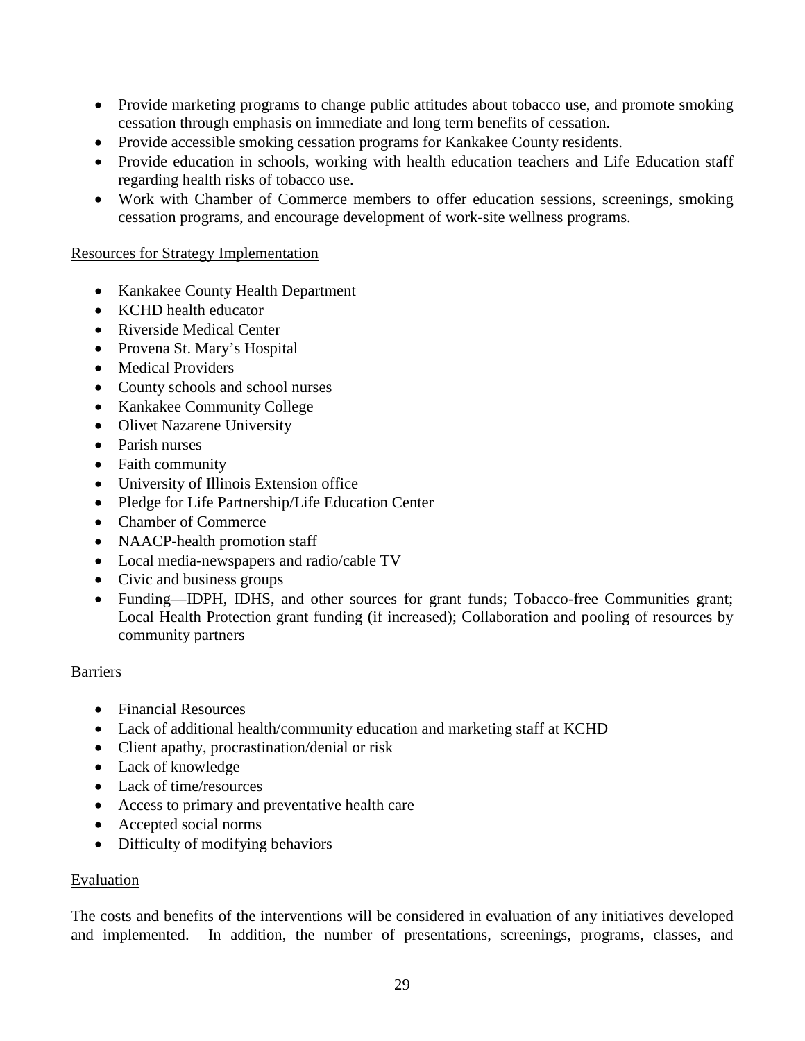- Provide marketing programs to change public attitudes about tobacco use, and promote smoking cessation through emphasis on immediate and long term benefits of cessation.
- Provide accessible smoking cessation programs for Kankakee County residents.
- Provide education in schools, working with health education teachers and Life Education staff regarding health risks of tobacco use.
- Work with Chamber of Commerce members to offer education sessions, screenings, smoking cessation programs, and encourage development of work-site wellness programs.

<u>Resources for Strategy Implementation</u>

- Kankakee County Health Department
- KCHD health educator
- Riverside Medical Center
- Provena St. Mary's Hospital
- Medical Providers
- County schools and school nurses
- Kankakee Community College
- Olivet Nazarene University
- Parish nurses
- Faith community
- University of Illinois Extension office
- Pledge for Life Partnership/Life Education Center
- Chamber of Commerce
- NAACP-health promotion staff
- Local media-newspapers and radio/cable TV
- Civic and business groups
- Funding—IDPH, IDHS, and other sources for grant funds; Tobacco-free Communities grant; Local Health Protection grant funding (if increased); Collaboration and pooling of resources by community partners

<u>Barriers</u>

- Financial Resources
- Lack of additional health/community education and marketing staff at KCHD
- Client apathy, procrastination/denial or risk
- Lack of knowledge
- Lack of time/resources
- Access to primary and preventative health care
- Accepted social norms
- Difficulty of modifying behaviors

<u>Evaluation</u>

The costs and benefits of the interventions will be considered in evaluation of any initiatives developed and implemented. In addition, the number of presentations, screenings, programs, classes, and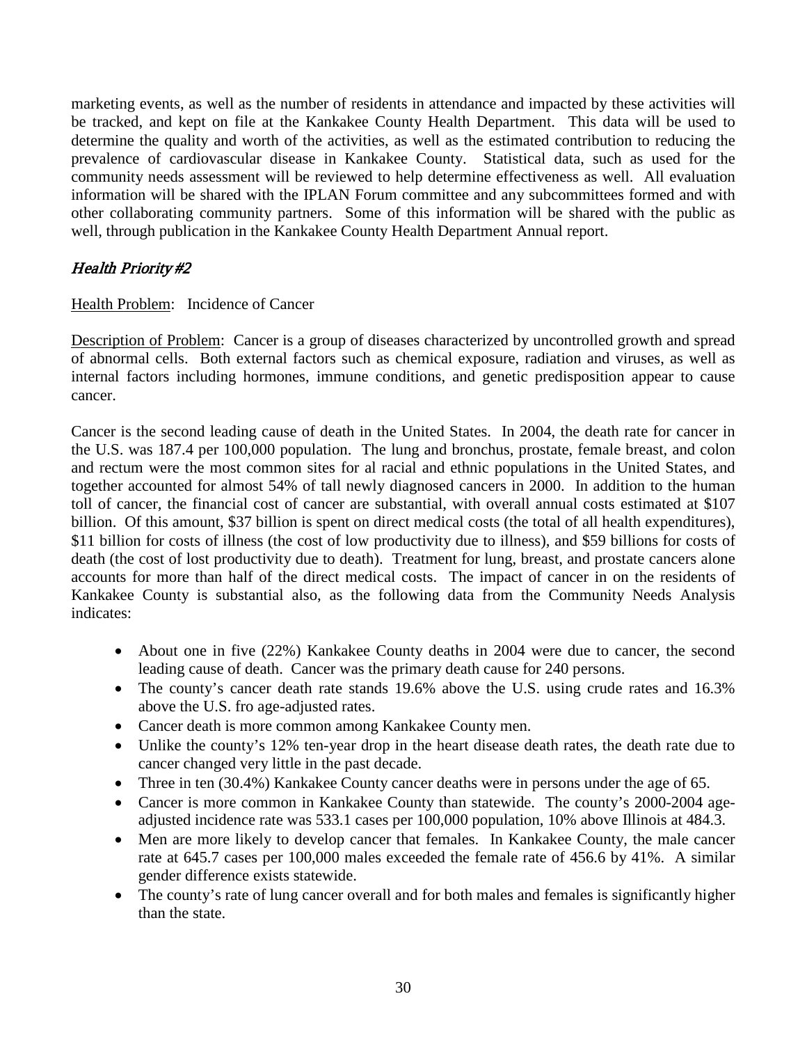marketing events, as well as the number of residents in attendance and impacted by these activities will be tracked, and kept on file at the Kankakee County Health Department. This data will be used to determine the quality and worth of the activities, as well as the estimated contribution to reducing the prevalence of cardiovascular disease in Kankakee County. Statistical data, such as used for the community needs assessment will be reviewed to help determine effectiveness as well. All evaluation information will be shared with the IPLAN Forum committee and any subcommittees formed and with other collaborating community partners. Some of this information will be shared with the public as well, through publication in the Kankakee County Health Department Annual report.

### *Health Priority #2*

Health Problem: Incidence of Cancer

Description of Problem: Cancer is a group of diseases characterized by uncontrolled growth and spread of abnormal cells. Both external factors such as chemical exposure, radiation and viruses, as well as internal factors including hormones, immune conditions, and genetic predisposition appear to cause cancer.

Cancer is the second leading cause of death in the United States. In 2004, the death rate for cancer in the U.S. was 187.4 per 100,000 population. The lung and bronchus, prostate, female breast, and colon and rectum were the most common sites for al racial and ethnic populations in the United States, and together accounted for almost 54% of tall newly diagnosed cancers in 2000. In addition to the human toll of cancer, the financial cost of cancer are substantial, with overall annual costs estimated at $107 billion. Of this amount, $37 billion is spent on direct medical costs (the total of all health expenditures), $11 billion for costs of illness (the cost of low productivity due to illness), and $59 billions for costs of death (the cost of lost productivity due to death). Treatment for lung, breast, and prostate cancers alone accounts for more than half of the direct medical costs. The impact of cancer in on the residents of Kankakee County is substantial also, as the following data from the Community Needs Analysis indicates:

- About one in five (22%) Kankakee County deaths in 2004 were due to cancer, the second leading cause of death. Cancer was the primary death cause for 240 persons.
- The county's cancer death rate stands 19.6% above the U.S. using crude rates and 16.3% above the U.S. fro age-adjusted rates.
- Cancer death is more common among Kankakee County men.
- Unlike the county's 12% ten-year drop in the heart disease death rates, the death rate due to cancer changed very little in the past decade.
- Three in ten (30.4%) Kankakee County cancer deaths were in persons under the age of 65.
- Cancer is more common in Kankakee County than statewide. The county's 2000-2004 age-adjusted incidence rate was 533.1 cases per 100,000 population, 10% above Illinois at 484.3.
- Men are more likely to develop cancer that females. In Kankakee County, the male cancer rate at 645.7 cases per 100,000 males exceeded the female rate of 456.6 by 41%. A similar gender difference exists statewide.
- The county's rate of lung cancer overall and for both males and females is significantly higher than the state.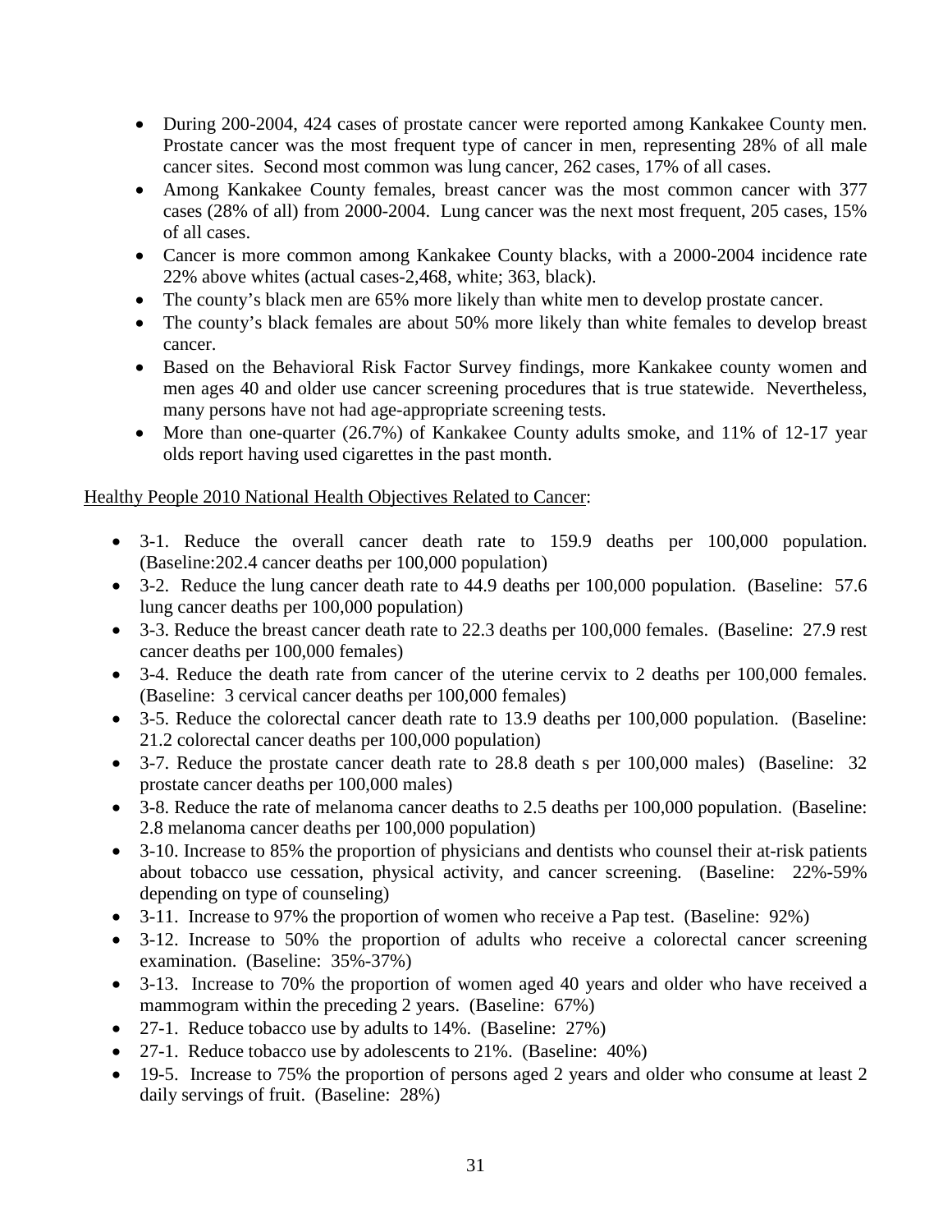- During 200-2004, 424 cases of prostate cancer were reported among Kankakee County men. Prostate cancer was the most frequent type of cancer in men, representing 28% of all male cancer sites. Second most common was lung cancer, 262 cases, 17% of all cases.
- Among Kankakee County females, breast cancer was the most common cancer with 377 cases (28% of all) from 2000-2004. Lung cancer was the next most frequent, 205 cases, 15% of all cases.
- Cancer is more common among Kankakee County blacks, with a 2000-2004 incidence rate 22% above whites (actual cases-2,468, white; 363, black).
- The county's black men are 65% more likely than white men to develop prostate cancer.
- The county's black females are about 50% more likely than white females to develop breast cancer.
- Based on the Behavioral Risk Factor Survey findings, more Kankakee county women and men ages 40 and older use cancer screening procedures that is true statewide. Nevertheless, many persons have not had age-appropriate screening tests.
- More than one-quarter (26.7%) of Kankakee County adults smoke, and 11% of 12-17 year olds report having used cigarettes in the past month.

Healthy People 2010 National Health Objectives Related to Cancer:

- 3-1. Reduce the overall cancer death rate to 159.9 deaths per 100,000 population. (Baseline:202.4 cancer deaths per 100,000 population)
- 3-2. Reduce the lung cancer death rate to 44.9 deaths per 100,000 population. (Baseline: 57.6 lung cancer deaths per 100,000 population)
- 3-3. Reduce the breast cancer death rate to 22.3 deaths per 100,000 females. (Baseline: 27.9 rest cancer deaths per 100,000 females)
- 3-4. Reduce the death rate from cancer of the uterine cervix to 2 deaths per 100,000 females. (Baseline: 3 cervical cancer deaths per 100,000 females)
- 3-5. Reduce the colorectal cancer death rate to 13.9 deaths per 100,000 population. (Baseline: 21.2 colorectal cancer deaths per 100,000 population)
- 3-7. Reduce the prostate cancer death rate to 28.8 death s per 100,000 males) (Baseline: 32 prostate cancer deaths per 100,000 males)
- 3-8. Reduce the rate of melanoma cancer deaths to 2.5 deaths per 100,000 population. (Baseline: 2.8 melanoma cancer deaths per 100,000 population)
- 3-10. Increase to 85% the proportion of physicians and dentists who counsel their at-risk patients about tobacco use cessation, physical activity, and cancer screening. (Baseline: 22%-59% depending on type of counseling)
- 3-11. Increase to 97% the proportion of women who receive a Pap test. (Baseline: 92%)
- 3-12. Increase to 50% the proportion of adults who receive a colorectal cancer screening examination. (Baseline: 35%-37%)
- 3-13. Increase to 70% the proportion of women aged 40 years and older who have received a mammogram within the preceding 2 years. (Baseline: 67%)
- 27-1. Reduce tobacco use by adults to 14%. (Baseline: 27%)
- 27-1. Reduce tobacco use by adolescents to 21%. (Baseline: 40%)
- 19-5. Increase to 75% the proportion of persons aged 2 years and older who consume at least 2 daily servings of fruit. (Baseline: 28%)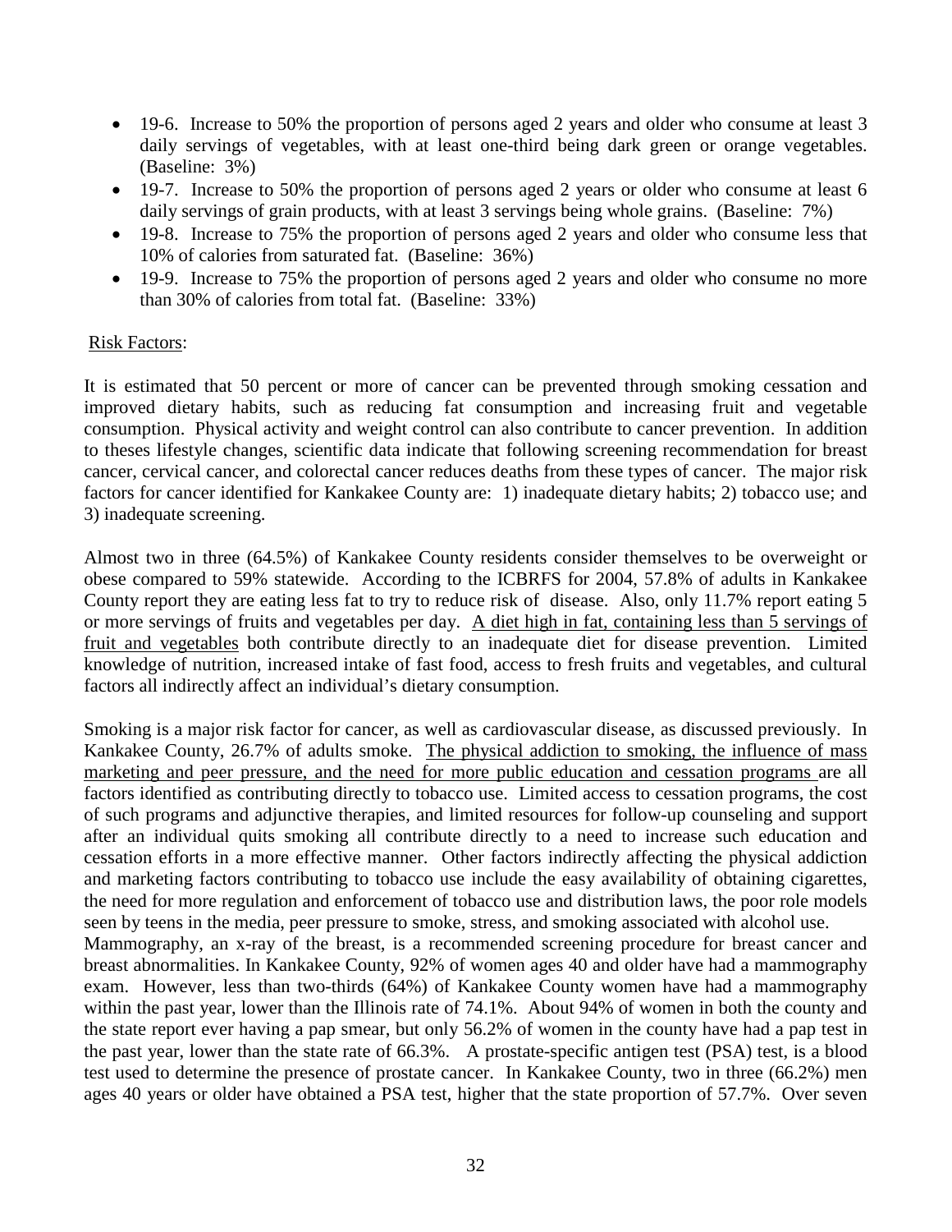- 19-6. Increase to 50% the proportion of persons aged 2 years and older who consume at least 3 daily servings of vegetables, with at least one-third being dark green or orange vegetables. (Baseline: 3%)
- 19-7. Increase to 50% the proportion of persons aged 2 years or older who consume at least 6 daily servings of grain products, with at least 3 servings being whole grains. (Baseline: 7%)
- 19-8. Increase to 75% the proportion of persons aged 2 years and older who consume less that 10% of calories from saturated fat. (Baseline: 36%)
- 19-9. Increase to 75% the proportion of persons aged 2 years and older who consume no more than 30% of calories from total fat. (Baseline: 33%)

Risk Factors:

It is estimated that 50 percent or more of cancer can be prevented through smoking cessation and improved dietary habits, such as reducing fat consumption and increasing fruit and vegetable consumption. Physical activity and weight control can also contribute to cancer prevention. In addition to theses lifestyle changes, scientific data indicate that following screening recommendation for breast cancer, cervical cancer, and colorectal cancer reduces deaths from these types of cancer. The major risk factors for cancer identified for Kankakee County are: 1) inadequate dietary habits; 2) tobacco use; and 3) inadequate screening.

Almost two in three (64.5%) of Kankakee County residents consider themselves to be overweight or obese compared to 59% statewide. According to the ICBRFS for 2004, 57.8% of adults in Kankakee County report they are eating less fat to try to reduce risk of disease. Also, only 11.7% report eating 5 or more servings of fruits and vegetables per day. A diet high in fat, containing less than 5 servings of fruit and vegetables both contribute directly to an inadequate diet for disease prevention. Limited knowledge of nutrition, increased intake of fast food, access to fresh fruits and vegetables, and cultural factors all indirectly affect an individual's dietary consumption.

Smoking is a major risk factor for cancer, as well as cardiovascular disease, as discussed previously. In Kankakee County, 26.7% of adults smoke. The physical addiction to smoking, the influence of mass marketing and peer pressure, and the need for more public education and cessation programs are all factors identified as contributing directly to tobacco use. Limited access to cessation programs, the cost of such programs and adjunctive therapies, and limited resources for follow-up counseling and support after an individual quits smoking all contribute directly to a need to increase such education and cessation efforts in a more effective manner. Other factors indirectly affecting the physical addiction and marketing factors contributing to tobacco use include the easy availability of obtaining cigarettes, the need for more regulation and enforcement of tobacco use and distribution laws, the poor role models seen by teens in the media, peer pressure to smoke, stress, and smoking associated with alcohol use.

Mammography, an x-ray of the breast, is a recommended screening procedure for breast cancer and breast abnormalities. In Kankakee County, 92% of women ages 40 and older have had a mammography exam. However, less than two-thirds (64%) of Kankakee County women have had a mammography within the past year, lower than the Illinois rate of 74.1%. About 94% of women in both the county and the state report ever having a pap smear, but only 56.2% of women in the county have had a pap test in the past year, lower than the state rate of 66.3%. A prostate-specific antigen test (PSA) test, is a blood test used to determine the presence of prostate cancer. In Kankakee County, two in three (66.2%) men ages 40 years or older have obtained a PSA test, higher that the state proportion of 57.7%. Over seven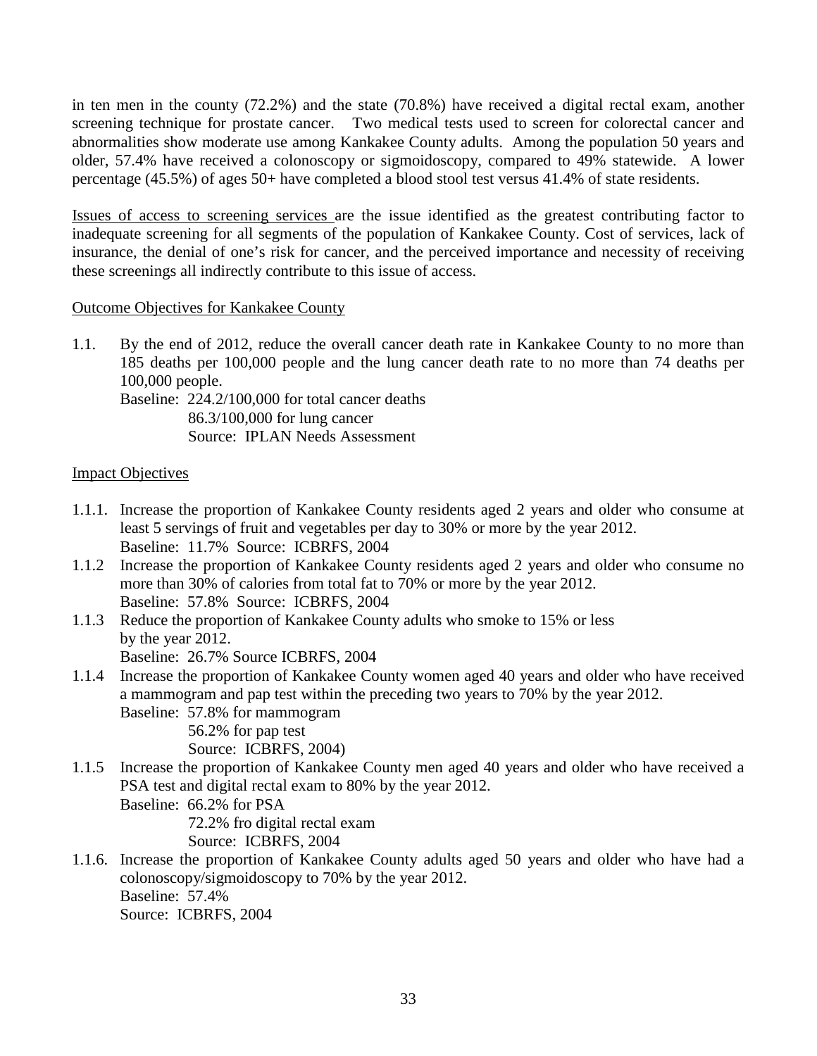in ten men in the county (72.2%) and the state (70.8%) have received a digital rectal exam, another screening technique for prostate cancer. Two medical tests used to screen for colorectal cancer and abnormalities show moderate use among Kankakee County adults. Among the population 50 years and older, 57.4% have received a colonoscopy or sigmoidoscopy, compared to 49% statewide. A lower percentage (45.5%) of ages 50+ have completed a blood stool test versus 41.4% of state residents.

<u>Issues of access to screening services</u> are the issue identified as the greatest contributing factor to inadequate screening for all segments of the population of Kankakee County. Cost of services, lack of insurance, the denial of one's risk for cancer, and the perceived importance and necessity of receiving these screenings all indirectly contribute to this issue of access.

<u>Outcome Objectives for Kankakee County</u>

1.1. By the end of 2012, reduce the overall cancer death rate in Kankakee County to no more than 185 deaths per 100,000 people and the lung cancer death rate to no more than 74 deaths per 100,000 people.
   Baseline: 224.2/100,000 for total cancer deaths
   86.3/100,000 for lung cancer
   Source: IPLAN Needs Assessment

<u>Impact Objectives</u>

1.1.1. Increase the proportion of Kankakee County residents aged 2 years and older who consume at least 5 servings of fruit and vegetables per day to 30% or more by the year 2012.
   Baseline: 11.7% Source: ICBRFS, 2004

1.1.2 Increase the proportion of Kankakee County residents aged 2 years and older who consume no more than 30% of calories from total fat to 70% or more by the year 2012.
   Baseline: 57.8% Source: ICBRFS, 2004

1.1.3 Reduce the proportion of Kankakee County adults who smoke to 15% or less by the year 2012.
   Baseline: 26.7% Source ICBRFS, 2004

1.1.4 Increase the proportion of Kankakee County women aged 40 years and older who have received a mammogram and pap test within the preceding two years to 70% by the year 2012.
   Baseline: 57.8% for mammogram
   56.2% for pap test
   Source: ICBRFS, 2004)

1.1.5 Increase the proportion of Kankakee County men aged 40 years and older who have received a PSA test and digital rectal exam to 80% by the year 2012.
   Baseline: 66.2% for PSA
   72.2% fro digital rectal exam
   Source: ICBRFS, 2004

1.1.6. Increase the proportion of Kankakee County adults aged 50 years and older who have had a colonoscopy/sigmoidoscopy to 70% by the year 2012.
   Baseline: 57.4%
   Source: ICBRFS, 2004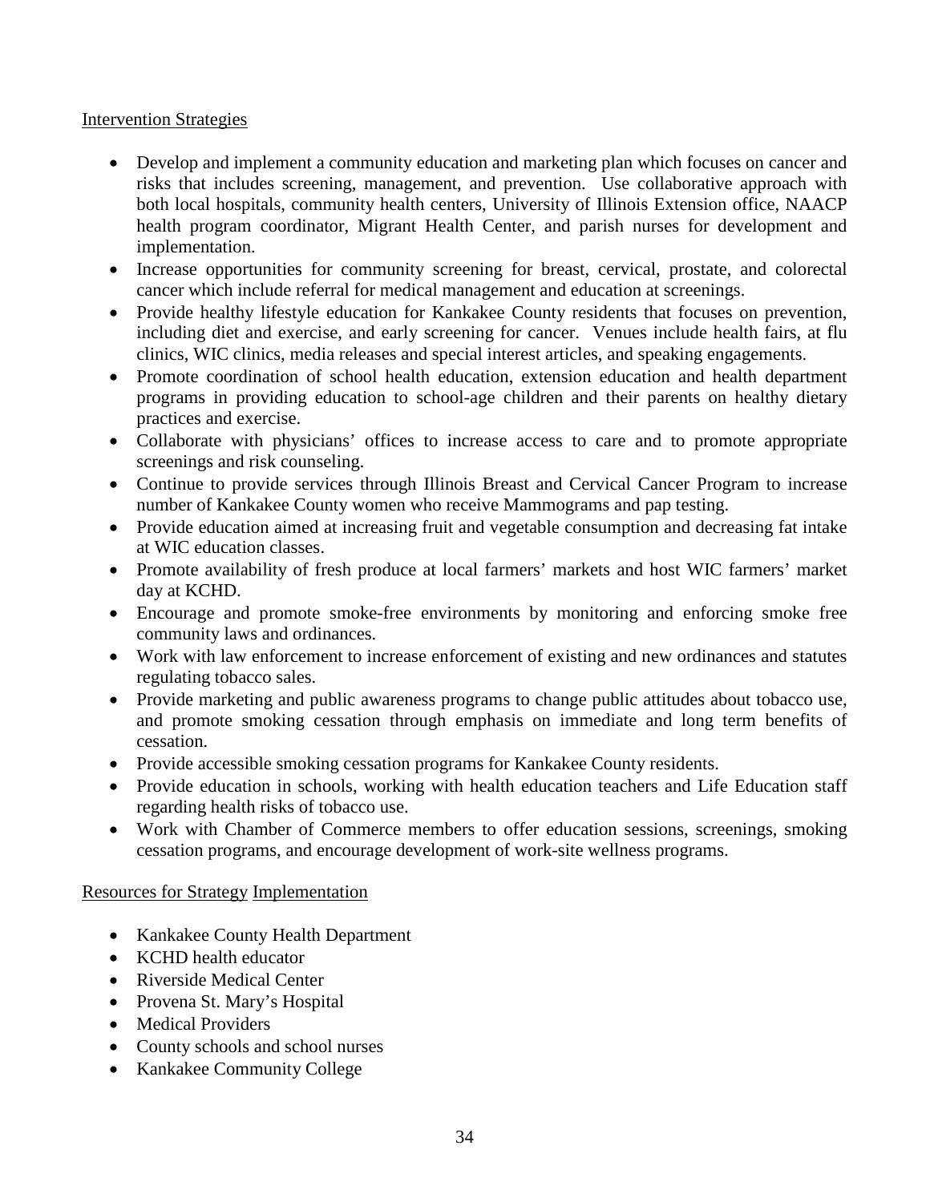Intervention Strategies

- Develop and implement a community education and marketing plan which focuses on cancer and risks that includes screening, management, and prevention. Use collaborative approach with both local hospitals, community health centers, University of Illinois Extension office, NAACP health program coordinator, Migrant Health Center, and parish nurses for development and implementation.
- Increase opportunities for community screening for breast, cervical, prostate, and colorectal cancer which include referral for medical management and education at screenings.
- Provide healthy lifestyle education for Kankakee County residents that focuses on prevention, including diet and exercise, and early screening for cancer. Venues include health fairs, at flu clinics, WIC clinics, media releases and special interest articles, and speaking engagements.
- Promote coordination of school health education, extension education and health department programs in providing education to school-age children and their parents on healthy dietary practices and exercise.
- Collaborate with physicians' offices to increase access to care and to promote appropriate screenings and risk counseling.
- Continue to provide services through Illinois Breast and Cervical Cancer Program to increase number of Kankakee County women who receive Mammograms and pap testing.
- Provide education aimed at increasing fruit and vegetable consumption and decreasing fat intake at WIC education classes.
- Promote availability of fresh produce at local farmers' markets and host WIC farmers' market day at KCHD.
- Encourage and promote smoke-free environments by monitoring and enforcing smoke free community laws and ordinances.
- Work with law enforcement to increase enforcement of existing and new ordinances and statutes regulating tobacco sales.
- Provide marketing and public awareness programs to change public attitudes about tobacco use, and promote smoking cessation through emphasis on immediate and long term benefits of cessation.
- Provide accessible smoking cessation programs for Kankakee County residents.
- Provide education in schools, working with health education teachers and Life Education staff regarding health risks of tobacco use.
- Work with Chamber of Commerce members to offer education sessions, screenings, smoking cessation programs, and encourage development of work-site wellness programs.

Resources for Strategy Implementation

- Kankakee County Health Department
- KCHD health educator
- Riverside Medical Center
- Provena St. Mary's Hospital
- Medical Providers
- County schools and school nurses
- Kankakee Community College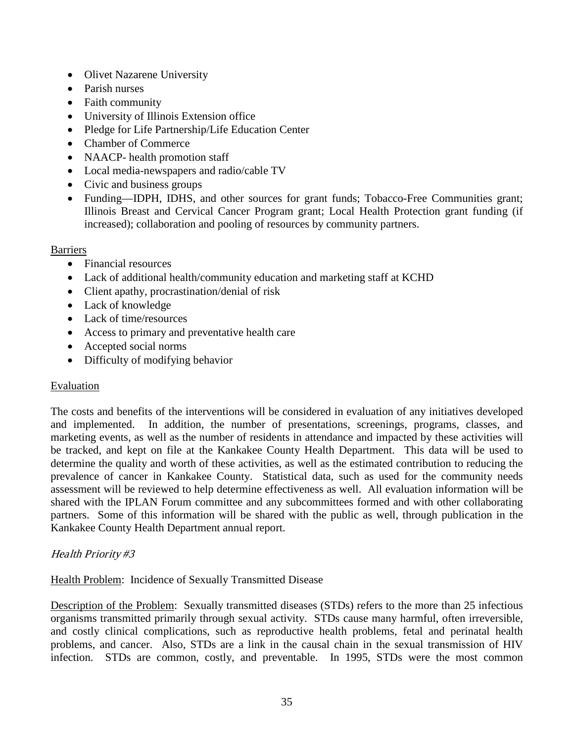- Olivet Nazarene University
- Parish nurses
- Faith community
- University of Illinois Extension office
- Pledge for Life Partnership/Life Education Center
- Chamber of Commerce
- NAACP- health promotion staff
- Local media-newspapers and radio/cable TV
- Civic and business groups
- Funding—IDPH, IDHS, and other sources for grant funds; Tobacco-Free Communities grant; Illinois Breast and Cervical Cancer Program grant; Local Health Protection grant funding (if increased); collaboration and pooling of resources by community partners.

<u>Barriers</u>

- Financial resources
- Lack of additional health/community education and marketing staff at KCHD
- Client apathy, procrastination/denial of risk
- Lack of knowledge
- Lack of time/resources
- Access to primary and preventative health care
- Accepted social norms
- Difficulty of modifying behavior

<u>Evaluation</u>

The costs and benefits of the interventions will be considered in evaluation of any initiatives developed and implemented. In addition, the number of presentations, screenings, programs, classes, and marketing events, as well as the number of residents in attendance and impacted by these activities will be tracked, and kept on file at the Kankakee County Health Department. This data will be used to determine the quality and worth of these activities, as well as the estimated contribution to reducing the prevalence of cancer in Kankakee County. Statistical data, such as used for the community needs assessment will be reviewed to help determine effectiveness as well. All evaluation information will be shared with the IPLAN Forum committee and any subcommittees formed and with other collaborating partners. Some of this information will be shared with the public as well, through publication in the Kankakee County Health Department annual report.

### *Health Priority #3*

<u>Health Problem</u>: Incidence of Sexually Transmitted Disease

<u>Description of the Problem</u>: Sexually transmitted diseases (STDs) refers to the more than 25 infectious organisms transmitted primarily through sexual activity. STDs cause many harmful, often irreversible, and costly clinical complications, such as reproductive health problems, fetal and perinatal health problems, and cancer. Also, STDs are a link in the causal chain in the sexual transmission of HIV infection. STDs are common, costly, and preventable. In 1995, STDs were the most common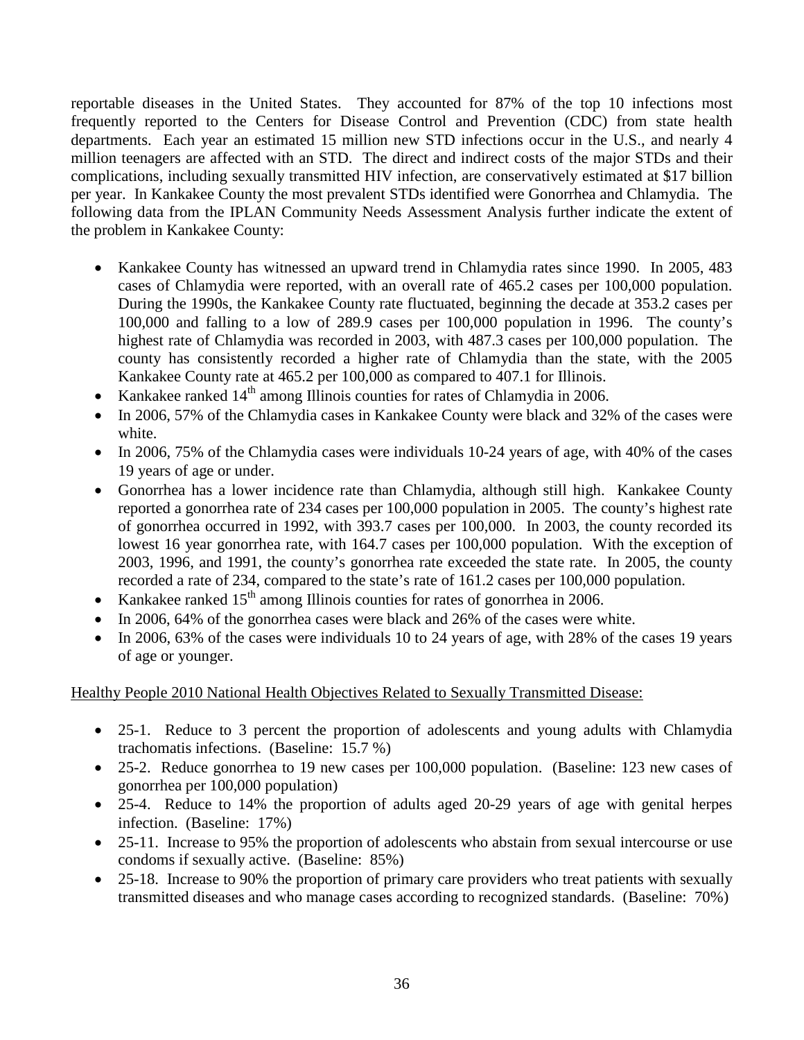reportable diseases in the United States. They accounted for 87% of the top 10 infections most frequently reported to the Centers for Disease Control and Prevention (CDC) from state health departments. Each year an estimated 15 million new STD infections occur in the U.S., and nearly 4 million teenagers are affected with an STD. The direct and indirect costs of the major STDs and their complications, including sexually transmitted HIV infection, are conservatively estimated at $17 billion per year. In Kankakee County the most prevalent STDs identified were Gonorrhea and Chlamydia. The following data from the IPLAN Community Needs Assessment Analysis further indicate the extent of the problem in Kankakee County:

- Kankakee County has witnessed an upward trend in Chlamydia rates since 1990. In 2005, 483 cases of Chlamydia were reported, with an overall rate of 465.2 cases per 100,000 population. During the 1990s, the Kankakee County rate fluctuated, beginning the decade at 353.2 cases per 100,000 and falling to a low of 289.9 cases per 100,000 population in 1996. The county's highest rate of Chlamydia was recorded in 2003, with 487.3 cases per 100,000 population. The county has consistently recorded a higher rate of Chlamydia than the state, with the 2005 Kankakee County rate at 465.2 per 100,000 as compared to 407.1 for Illinois.
- Kankakee ranked 14th among Illinois counties for rates of Chlamydia in 2006.
- In 2006, 57% of the Chlamydia cases in Kankakee County were black and 32% of the cases were white.
- In 2006, 75% of the Chlamydia cases were individuals 10-24 years of age, with 40% of the cases 19 years of age or under.
- Gonorrhea has a lower incidence rate than Chlamydia, although still high. Kankakee County reported a gonorrhea rate of 234 cases per 100,000 population in 2005. The county's highest rate of gonorrhea occurred in 1992, with 393.7 cases per 100,000. In 2003, the county recorded its lowest 16 year gonorrhea rate, with 164.7 cases per 100,000 population. With the exception of 2003, 1996, and 1991, the county's gonorrhea rate exceeded the state rate. In 2005, the county recorded a rate of 234, compared to the state's rate of 161.2 cases per 100,000 population.
- Kankakee ranked 15th among Illinois counties for rates of gonorrhea in 2006.
- In 2006, 64% of the gonorrhea cases were black and 26% of the cases were white.
- In 2006, 63% of the cases were individuals 10 to 24 years of age, with 28% of the cases 19 years of age or younger.

Healthy People 2010 National Health Objectives Related to Sexually Transmitted Disease:

- 25-1. Reduce to 3 percent the proportion of adolescents and young adults with Chlamydia trachomatis infections. (Baseline: 15.7 %)
- 25-2. Reduce gonorrhea to 19 new cases per 100,000 population. (Baseline: 123 new cases of gonorrhea per 100,000 population)
- 25-4. Reduce to 14% the proportion of adults aged 20-29 years of age with genital herpes infection. (Baseline: 17%)
- 25-11. Increase to 95% the proportion of adolescents who abstain from sexual intercourse or use condoms if sexually active. (Baseline: 85%)
- 25-18. Increase to 90% the proportion of primary care providers who treat patients with sexually transmitted diseases and who manage cases according to recognized standards. (Baseline: 70%)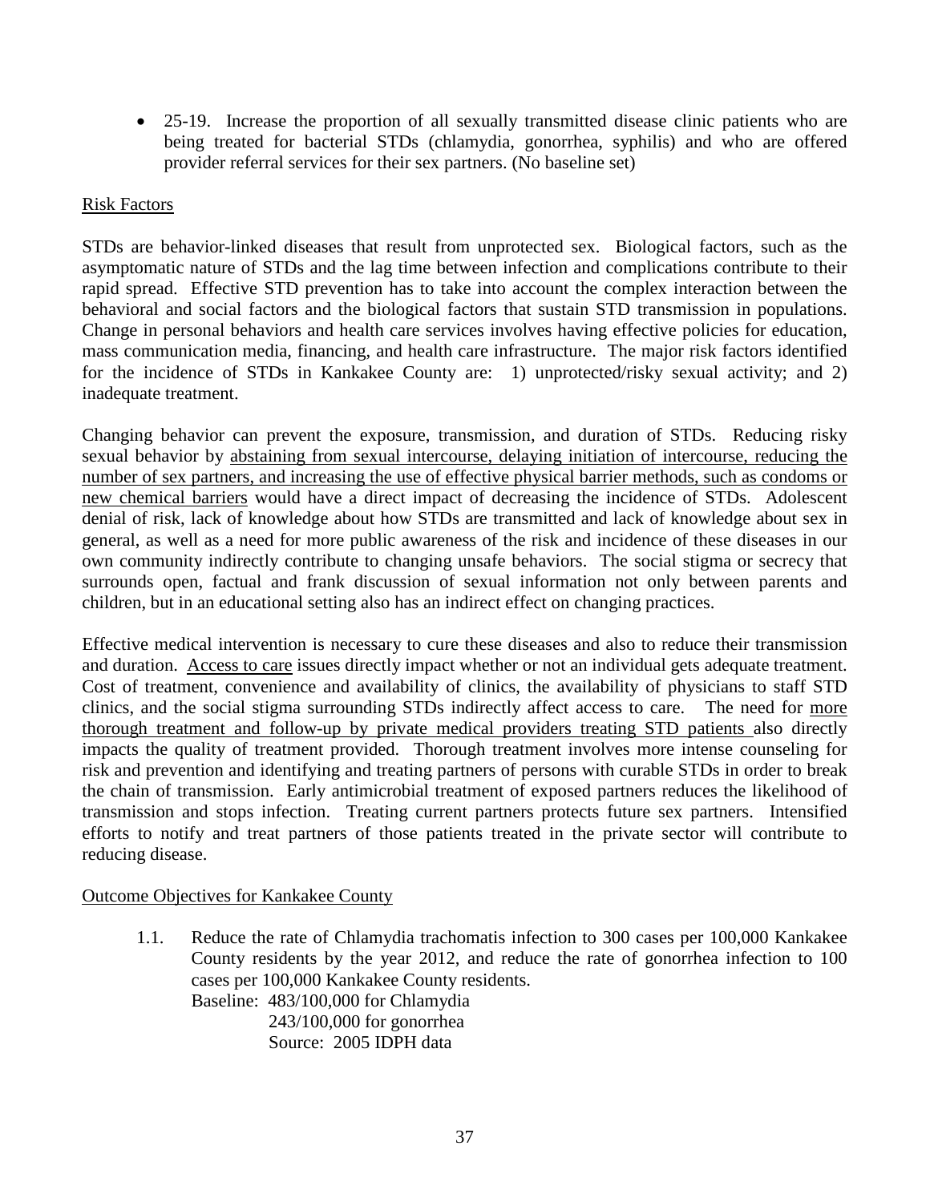- 25-19. Increase the proportion of all sexually transmitted disease clinic patients who are being treated for bacterial STDs (chlamydia, gonorrhea, syphilis) and who are offered provider referral services for their sex partners. (No baseline set)

## Risk Factors

STDs are behavior-linked diseases that result from unprotected sex. Biological factors, such as the asymptomatic nature of STDs and the lag time between infection and complications contribute to their rapid spread. Effective STD prevention has to take into account the complex interaction between the behavioral and social factors and the biological factors that sustain STD transmission in populations. Change in personal behaviors and health care services involves having effective policies for education, mass communication media, financing, and health care infrastructure. The major risk factors identified for the incidence of STDs in Kankakee County are: 1) unprotected/risky sexual activity; and 2) inadequate treatment.

Changing behavior can prevent the exposure, transmission, and duration of STDs. Reducing risky sexual behavior by abstaining from sexual intercourse, delaying initiation of intercourse, reducing the number of sex partners, and increasing the use of effective physical barrier methods, such as condoms or new chemical barriers would have a direct impact of decreasing the incidence of STDs. Adolescent denial of risk, lack of knowledge about how STDs are transmitted and lack of knowledge about sex in general, as well as a need for more public awareness of the risk and incidence of these diseases in our own community indirectly contribute to changing unsafe behaviors. The social stigma or secrecy that surrounds open, factual and frank discussion of sexual information not only between parents and children, but in an educational setting also has an indirect effect on changing practices.

Effective medical intervention is necessary to cure these diseases and also to reduce their transmission and duration. Access to care issues directly impact whether or not an individual gets adequate treatment. Cost of treatment, convenience and availability of clinics, the availability of physicians to staff STD clinics, and the social stigma surrounding STDs indirectly affect access to care. The need for more thorough treatment and follow-up by private medical providers treating STD patients also directly impacts the quality of treatment provided. Thorough treatment involves more intense counseling for risk and prevention and identifying and treating partners of persons with curable STDs in order to break the chain of transmission. Early antimicrobial treatment of exposed partners reduces the likelihood of transmission and stops infection. Treating current partners protects future sex partners. Intensified efforts to notify and treat partners of those patients treated in the private sector will contribute to reducing disease.

## Outcome Objectives for Kankakee County

1.1. Reduce the rate of Chlamydia trachomatis infection to 300 cases per 100,000 Kankakee County residents by the year 2012, and reduce the rate of gonorrhea infection to 100 cases per 100,000 Kankakee County residents.
Baseline: 483/100,000 for Chlamydia
243/100,000 for gonorrhea
Source: 2005 IDPH data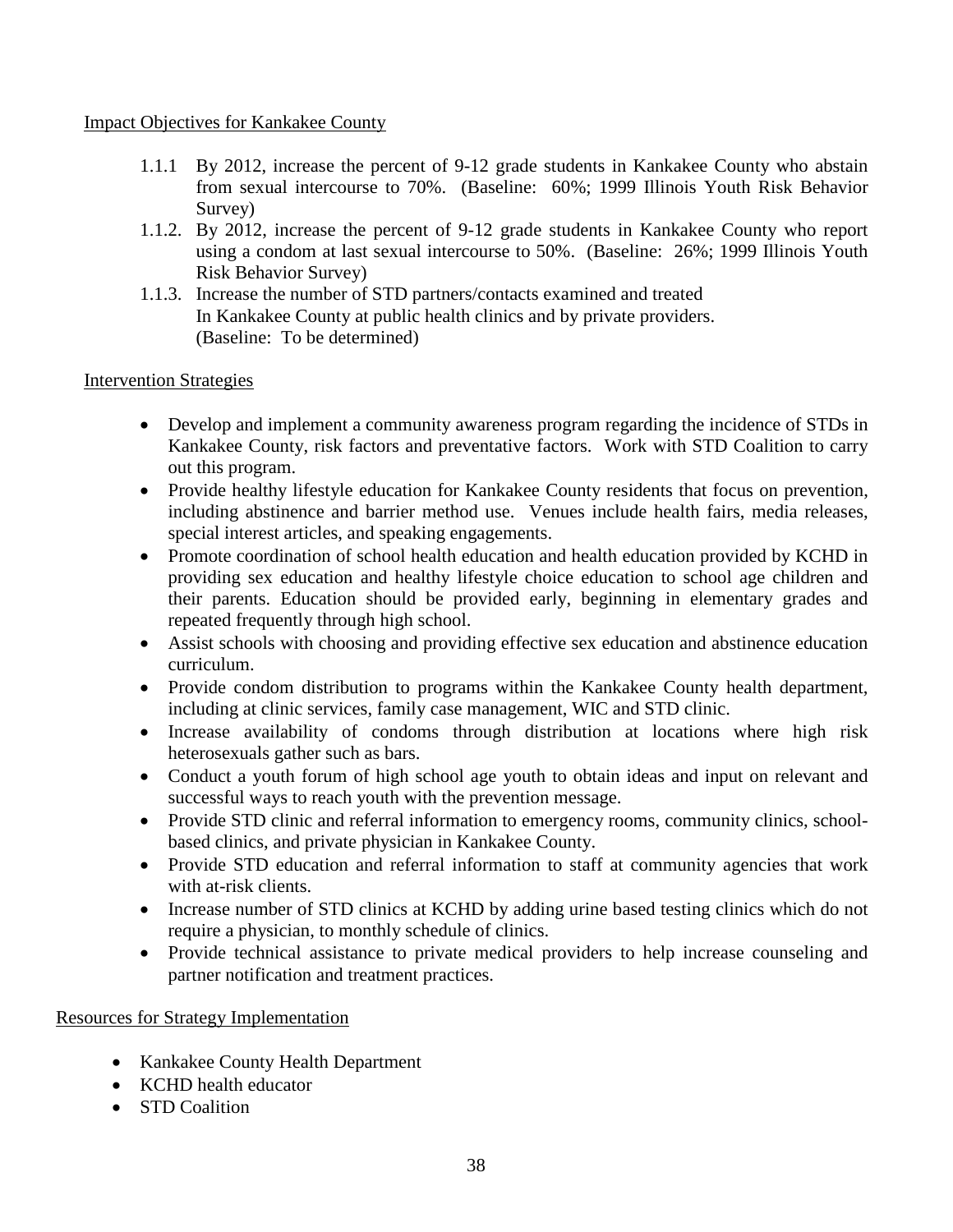Impact Objectives for Kankakee County

1.1.1 By 2012, increase the percent of 9-12 grade students in Kankakee County who abstain from sexual intercourse to 70%. (Baseline: 60%; 1999 Illinois Youth Risk Behavior Survey)

1.1.2. By 2012, increase the percent of 9-12 grade students in Kankakee County who report using a condom at last sexual intercourse to 50%. (Baseline: 26%; 1999 Illinois Youth Risk Behavior Survey)

1.1.3. Increase the number of STD partners/contacts examined and treated In Kankakee County at public health clinics and by private providers. (Baseline: To be determined)

Intervention Strategies

- Develop and implement a community awareness program regarding the incidence of STDs in Kankakee County, risk factors and preventative factors. Work with STD Coalition to carry out this program.
- Provide healthy lifestyle education for Kankakee County residents that focus on prevention, including abstinence and barrier method use. Venues include health fairs, media releases, special interest articles, and speaking engagements.
- Promote coordination of school health education and health education provided by KCHD in providing sex education and healthy lifestyle choice education to school age children and their parents. Education should be provided early, beginning in elementary grades and repeated frequently through high school.
- Assist schools with choosing and providing effective sex education and abstinence education curriculum.
- Provide condom distribution to programs within the Kankakee County health department, including at clinic services, family case management, WIC and STD clinic.
- Increase availability of condoms through distribution at locations where high risk heterosexuals gather such as bars.
- Conduct a youth forum of high school age youth to obtain ideas and input on relevant and successful ways to reach youth with the prevention message.
- Provide STD clinic and referral information to emergency rooms, community clinics, school-based clinics, and private physician in Kankakee County.
- Provide STD education and referral information to staff at community agencies that work with at-risk clients.
- Increase number of STD clinics at KCHD by adding urine based testing clinics which do not require a physician, to monthly schedule of clinics.
- Provide technical assistance to private medical providers to help increase counseling and partner notification and treatment practices.

Resources for Strategy Implementation

- Kankakee County Health Department
- KCHD health educator
- STD Coalition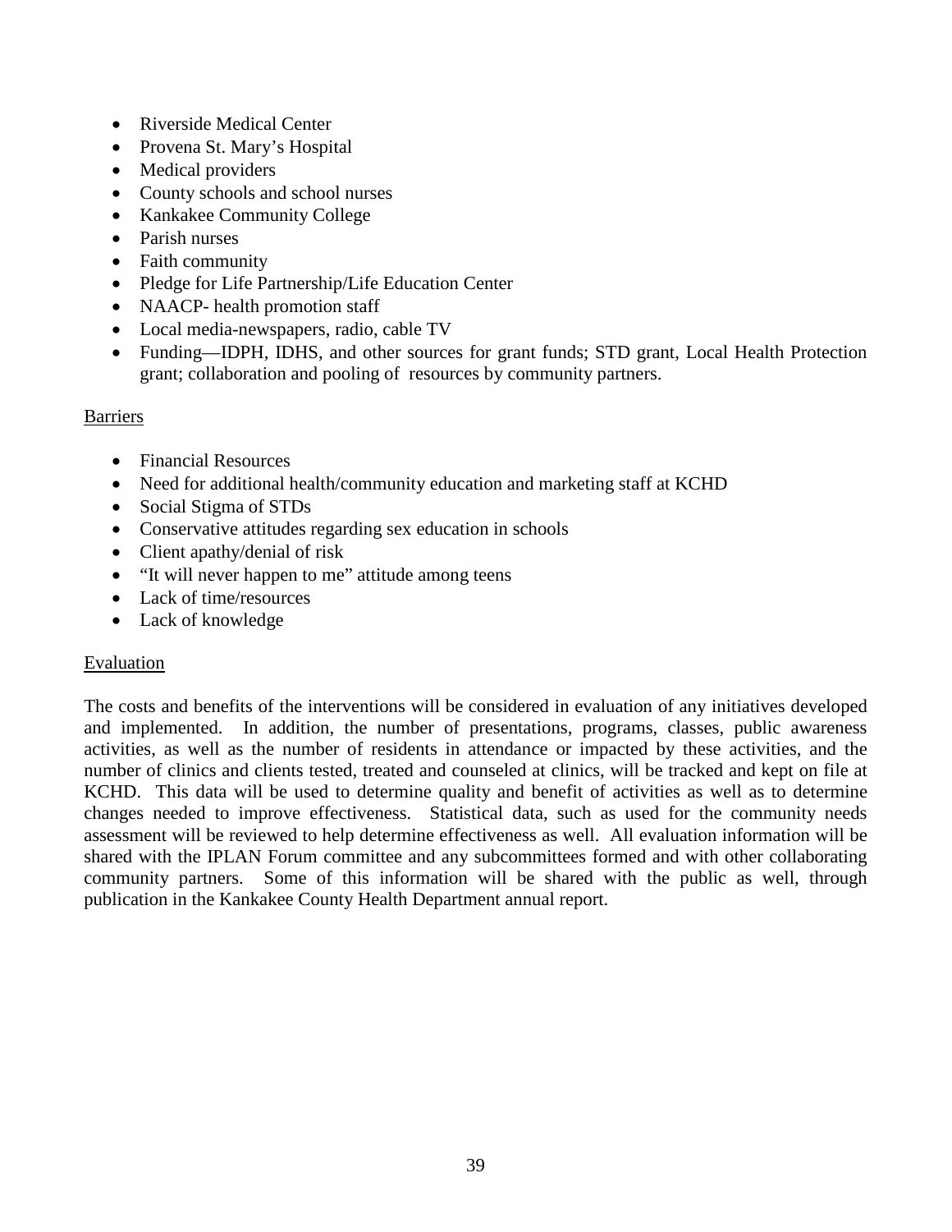- Riverside Medical Center
- Provena St. Mary's Hospital
- Medical providers
- County schools and school nurses
- Kankakee Community College
- Parish nurses
- Faith community
- Pledge for Life Partnership/Life Education Center
- NAACP- health promotion staff
- Local media-newspapers, radio, cable TV
- Funding—IDPH, IDHS, and other sources for grant funds; STD grant, Local Health Protection grant; collaboration and pooling of resources by community partners.

<u>Barriers</u>

- Financial Resources
- Need for additional health/community education and marketing staff at KCHD
- Social Stigma of STDs
- Conservative attitudes regarding sex education in schools
- Client apathy/denial of risk
- "It will never happen to me" attitude among teens
- Lack of time/resources
- Lack of knowledge

<u>Evaluation</u>

The costs and benefits of the interventions will be considered in evaluation of any initiatives developed and implemented. In addition, the number of presentations, programs, classes, public awareness activities, as well as the number of residents in attendance or impacted by these activities, and the number of clinics and clients tested, treated and counseled at clinics, will be tracked and kept on file at KCHD. This data will be used to determine quality and benefit of activities as well as to determine changes needed to improve effectiveness. Statistical data, such as used for the community needs assessment will be reviewed to help determine effectiveness as well. All evaluation information will be shared with the IPLAN Forum committee and any subcommittees formed and with other collaborating community partners. Some of this information will be shared with the public as well, through publication in the Kankakee County Health Department annual report.